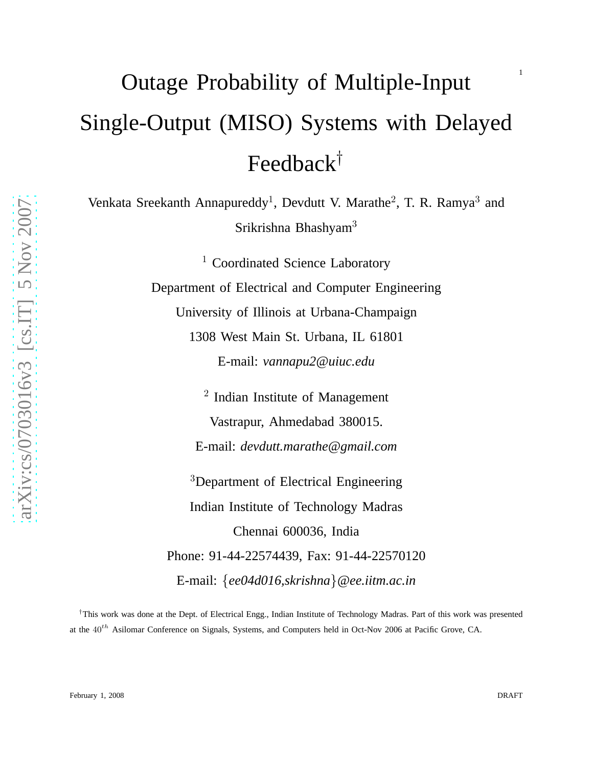# Outage Probability of Multiple-Input Single-Output (MISO) Systems with Delayed Feedback[†]

Venkata Sreekanth Annapureddy[1], Devdutt V. Marathe[2], T. R. Ramya[3] and Srikrishna Bhashyam[3]

[1] Coordinated Science Laboratory
Department of Electrical and Computer Engineering
University of Illinois at Urbana-Champaign
1308 West Main St. Urbana, IL 61801
E-mail: *vannapu2@uiuc.edu*

[2] Indian Institute of Management
Vastrapur, Ahmedabad 380015.
E-mail: *devdutt.marathe@gmail.com*

[3]Department of Electrical Engineering
Indian Institute of Technology Madras
Chennai 600036, India
Phone: 91-44-22574439, Fax: 91-44-22570120
E-mail: {*ee04d016,skrishna*}*@ee.iitm.ac.in*

[†]This work was done at the Dept. of Electrical Engg., Indian Institute of Technology Madras. Part of this work was presented at the $40^{th}$ Asilomar Conference on Signals, Systems, and Computers held in Oct-Nov 2006 at Pacific Grove, CA.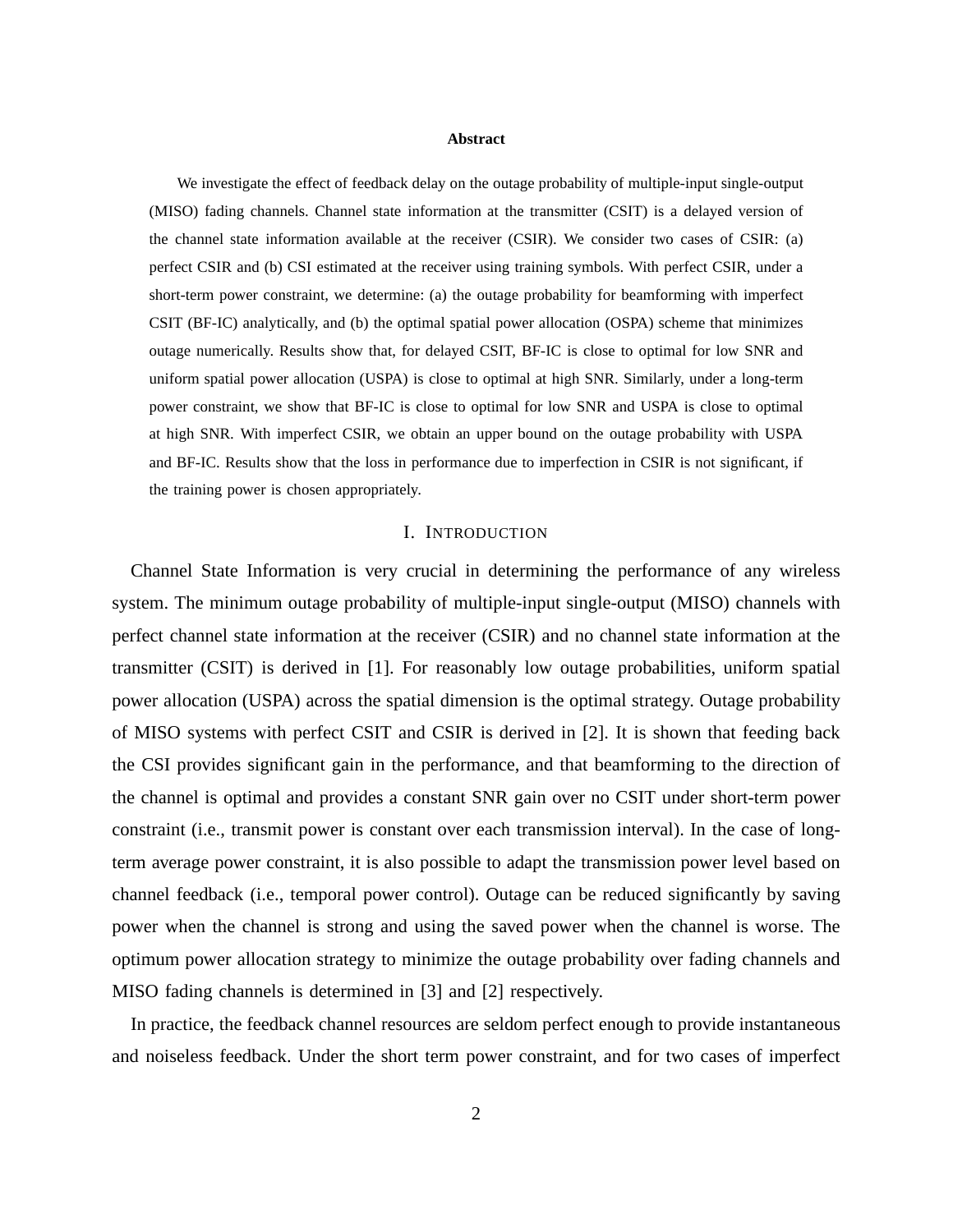**Abstract**

We investigate the effect of feedback delay on the outage probability of multiple-input single-output (MISO) fading channels. Channel state information at the transmitter (CSIT) is a delayed version of the channel state information available at the receiver (CSIR). We consider two cases of CSIR: (a) perfect CSIR and (b) CSI estimated at the receiver using training symbols. With perfect CSIR, under a short-term power constraint, we determine: (a) the outage probability for beamforming with imperfect CSIT (BF-IC) analytically, and (b) the optimal spatial power allocation (OSPA) scheme that minimizes outage numerically. Results show that, for delayed CSIT, BF-IC is close to optimal for low SNR and uniform spatial power allocation (USPA) is close to optimal at high SNR. Similarly, under a long-term power constraint, we show that BF-IC is close to optimal for low SNR and USPA is close to optimal at high SNR. With imperfect CSIR, we obtain an upper bound on the outage probability with USPA and BF-IC. Results show that the loss in performance due to imperfection in CSIR is not significant, if the training power is chosen appropriately.

# I. Introduction

Channel State Information is very crucial in determining the performance of any wireless system. The minimum outage probability of multiple-input single-output (MISO) channels with perfect channel state information at the receiver (CSIR) and no channel state information at the transmitter (CSIT) is derived in [1]. For reasonably low outage probabilities, uniform spatial power allocation (USPA) across the spatial dimension is the optimal strategy. Outage probability of MISO systems with perfect CSIT and CSIR is derived in [2]. It is shown that feeding back the CSI provides significant gain in the performance, and that beamforming to the direction of the channel is optimal and provides a constant SNR gain over no CSIT under short-term power constraint (i.e., transmit power is constant over each transmission interval). In the case of long-term average power constraint, it is also possible to adapt the transmission power level based on channel feedback (i.e., temporal power control). Outage can be reduced significantly by saving power when the channel is strong and using the saved power when the channel is worse. The optimum power allocation strategy to minimize the outage probability over fading channels and MISO fading channels is determined in [3] and [2] respectively.

In practice, the feedback channel resources are seldom perfect enough to provide instantaneous and noiseless feedback. Under the short term power constraint, and for two cases of imperfect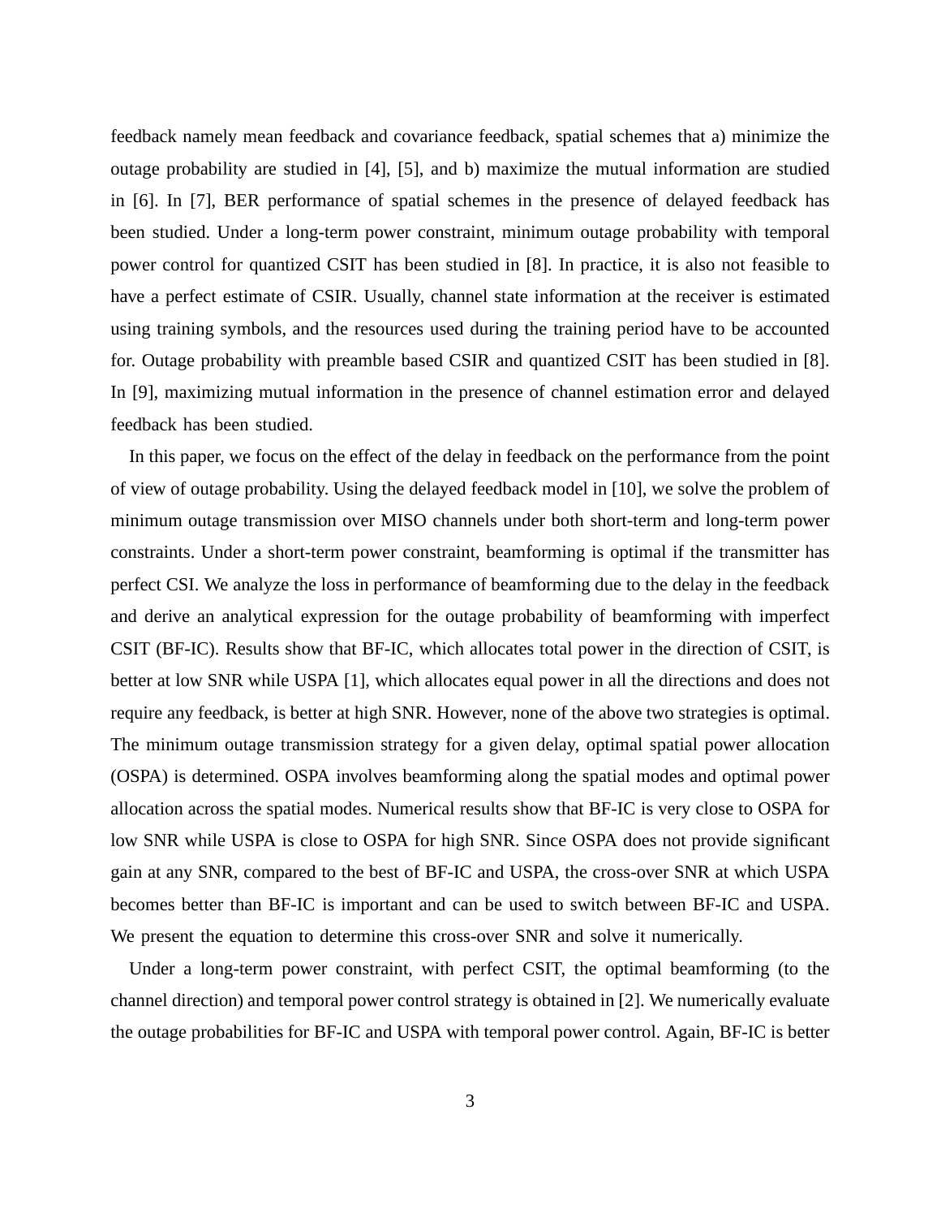feedback namely mean feedback and covariance feedback, spatial schemes that a) minimize the outage probability are studied in [4], [5], and b) maximize the mutual information are studied in [6]. In [7], BER performance of spatial schemes in the presence of delayed feedback has been studied. Under a long-term power constraint, minimum outage probability with temporal power control for quantized CSIT has been studied in [8]. In practice, it is also not feasible to have a perfect estimate of CSIR. Usually, channel state information at the receiver is estimated using training symbols, and the resources used during the training period have to be accounted for. Outage probability with preamble based CSIR and quantized CSIT has been studied in [8]. In [9], maximizing mutual information in the presence of channel estimation error and delayed feedback has been studied.

In this paper, we focus on the effect of the delay in feedback on the performance from the point of view of outage probability. Using the delayed feedback model in [10], we solve the problem of minimum outage transmission over MISO channels under both short-term and long-term power constraints. Under a short-term power constraint, beamforming is optimal if the transmitter has perfect CSI. We analyze the loss in performance of beamforming due to the delay in the feedback and derive an analytical expression for the outage probability of beamforming with imperfect CSIT (BF-IC). Results show that BF-IC, which allocates total power in the direction of CSIT, is better at low SNR while USPA [1], which allocates equal power in all the directions and does not require any feedback, is better at high SNR. However, none of the above two strategies is optimal. The minimum outage transmission strategy for a given delay, optimal spatial power allocation (OSPA) is determined. OSPA involves beamforming along the spatial modes and optimal power allocation across the spatial modes. Numerical results show that BF-IC is very close to OSPA for low SNR while USPA is close to OSPA for high SNR. Since OSPA does not provide significant gain at any SNR, compared to the best of BF-IC and USPA, the cross-over SNR at which USPA becomes better than BF-IC is important and can be used to switch between BF-IC and USPA. We present the equation to determine this cross-over SNR and solve it numerically.

Under a long-term power constraint, with perfect CSIT, the optimal beamforming (to the channel direction) and temporal power control strategy is obtained in [2]. We numerically evaluate the outage probabilities for BF-IC and USPA with temporal power control. Again, BF-IC is better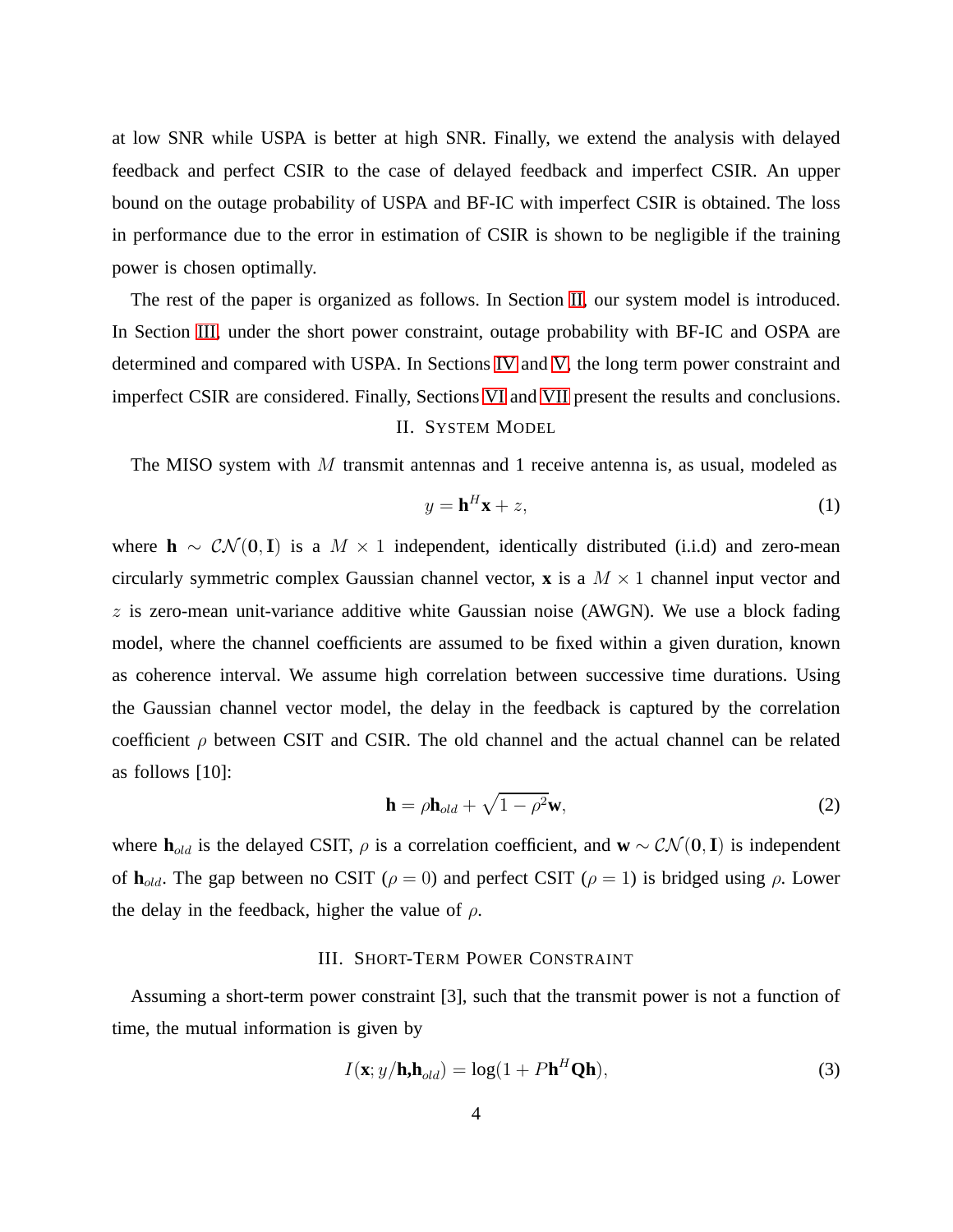at low SNR while USPA is better at high SNR. Finally, we extend the analysis with delayed feedback and perfect CSIR to the case of delayed feedback and imperfect CSIR. An upper bound on the outage probability of USPA and BF-IC with imperfect CSIR is obtained. The loss in performance due to the error in estimation of CSIR is shown to be negligible if the training power is chosen optimally.

The rest of the paper is organized as follows. In Section II, our system model is introduced. In Section III, under the short power constraint, outage probability with BF-IC and OSPA are determined and compared with USPA. In Sections IV and V, the long term power constraint and imperfect CSIR are considered. Finally, Sections VI and VII present the results and conclusions.

## II. System Model

The MISO system with $M$ transmit antennas and 1 receive antenna is, as usual, modeled as

$$y = \mathbf{h}^H \mathbf{x} + z, \tag{1}$$

where $\mathbf{h} \sim \mathcal{CN}(\mathbf{0}, \mathbf{I})$ is a $M \times 1$ independent, identically distributed (i.i.d) and zero-mean circularly symmetric complex Gaussian channel vector, $\mathbf{x}$ is a $M \times 1$ channel input vector and $z$ is zero-mean unit-variance additive white Gaussian noise (AWGN). We use a block fading model, where the channel coefficients are assumed to be fixed within a given duration, known as coherence interval. We assume high correlation between successive time durations. Using the Gaussian channel vector model, the delay in the feedback is captured by the correlation coefficient $\rho$ between CSIT and CSIR. The old channel and the actual channel can be related as follows [10]:

$$\mathbf{h} = \rho \mathbf{h}_{old} + \sqrt{1-\rho^2}\mathbf{w}, \tag{2}$$

where $\mathbf{h}_{old}$ is the delayed CSIT, $\rho$ is a correlation coefficient, and $\mathbf{w} \sim \mathcal{CN}(\mathbf{0}, \mathbf{I})$ is independent of $\mathbf{h}_{old}$. The gap between no CSIT ($\rho = 0$) and perfect CSIT ($\rho = 1$) is bridged using $\rho$. Lower the delay in the feedback, higher the value of $\rho$.

## III. Short-Term Power Constraint

Assuming a short-term power constraint [3], such that the transmit power is not a function of time, the mutual information is given by

$$I(\mathbf{x}; y/\mathbf{h},\mathbf{h}_{old}) = \log(1 + P\mathbf{h}^H \mathbf{Q} \mathbf{h}), \tag{3}$$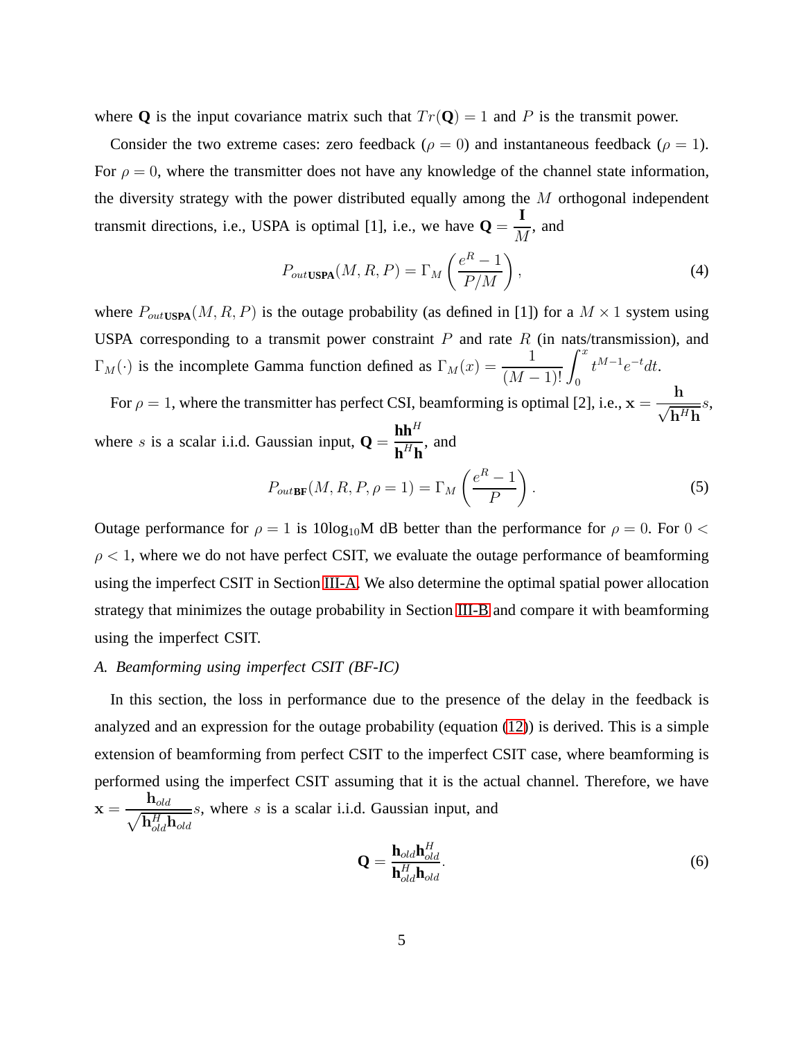where $\mathbf{Q}$ is the input covariance matrix such that $Tr(\mathbf{Q}) = 1$ and $P$ is the transmit power.

Consider the two extreme cases: zero feedback ($\rho = 0$) and instantaneous feedback ($\rho = 1$). For $\rho = 0$, where the transmitter does not have any knowledge of the channel state information, the diversity strategy with the power distributed equally among the $M$ orthogonal independent transmit directions, i.e., USPA is optimal [1], i.e., we have $\mathbf{Q} = \dfrac{\mathbf{I}}{M}$, and

$$P_{out\textbf{USPA}}(M, R, P) = \Gamma_M\left(\frac{e^R - 1}{P/M}\right), \tag{4}$$

where $P_{out\textbf{USPA}}(M, R, P)$ is the outage probability (as defined in [1]) for a $M \times 1$ system using USPA corresponding to a transmit power constraint $P$ and rate $R$ (in nats/transmission), and $\Gamma_M(\cdot)$ is the incomplete Gamma function defined as $\Gamma_M(x) = \dfrac{1}{(M-1)!}\displaystyle\int_0^x t^{M-1}e^{-t}dt$.

For $\rho = 1$, where the transmitter has perfect CSI, beamforming is optimal [2], i.e., $\mathbf{x} = \dfrac{\mathbf{h}}{\sqrt{\mathbf{h}^H\mathbf{h}}}s$, where $s$ is a scalar i.i.d. Gaussian input, $\mathbf{Q} = \dfrac{\mathbf{h}\mathbf{h}^H}{\mathbf{h}^H\mathbf{h}}$, and

$$P_{out\textbf{BF}}(M, R, P, \rho = 1) = \Gamma_M\left(\frac{e^R - 1}{P}\right). \tag{5}$$

Outage performance for $\rho = 1$ is $10\log_{10}$M dB better than the performance for $\rho = 0$. For $0 < \rho < 1$, where we do not have perfect CSIT, we evaluate the outage performance of beamforming using the imperfect CSIT in Section III-A. We also determine the optimal spatial power allocation strategy that minimizes the outage probability in Section III-B and compare it with beamforming using the imperfect CSIT.

### A. Beamforming using imperfect CSIT (BF-IC)

In this section, the loss in performance due to the presence of the delay in the feedback is analyzed and an expression for the outage probability (equation (12)) is derived. This is a simple extension of beamforming from perfect CSIT to the imperfect CSIT case, where beamforming is performed using the imperfect CSIT assuming that it is the actual channel. Therefore, we have $\mathbf{x} = \dfrac{\mathbf{h}_{old}}{\sqrt{\mathbf{h}_{old}^H\mathbf{h}_{old}}}s$, where $s$ is a scalar i.i.d. Gaussian input, and

$$\mathbf{Q} = \frac{\mathbf{h}_{old}\mathbf{h}_{old}^H}{\mathbf{h}_{old}^H\mathbf{h}_{old}}. \tag{6}$$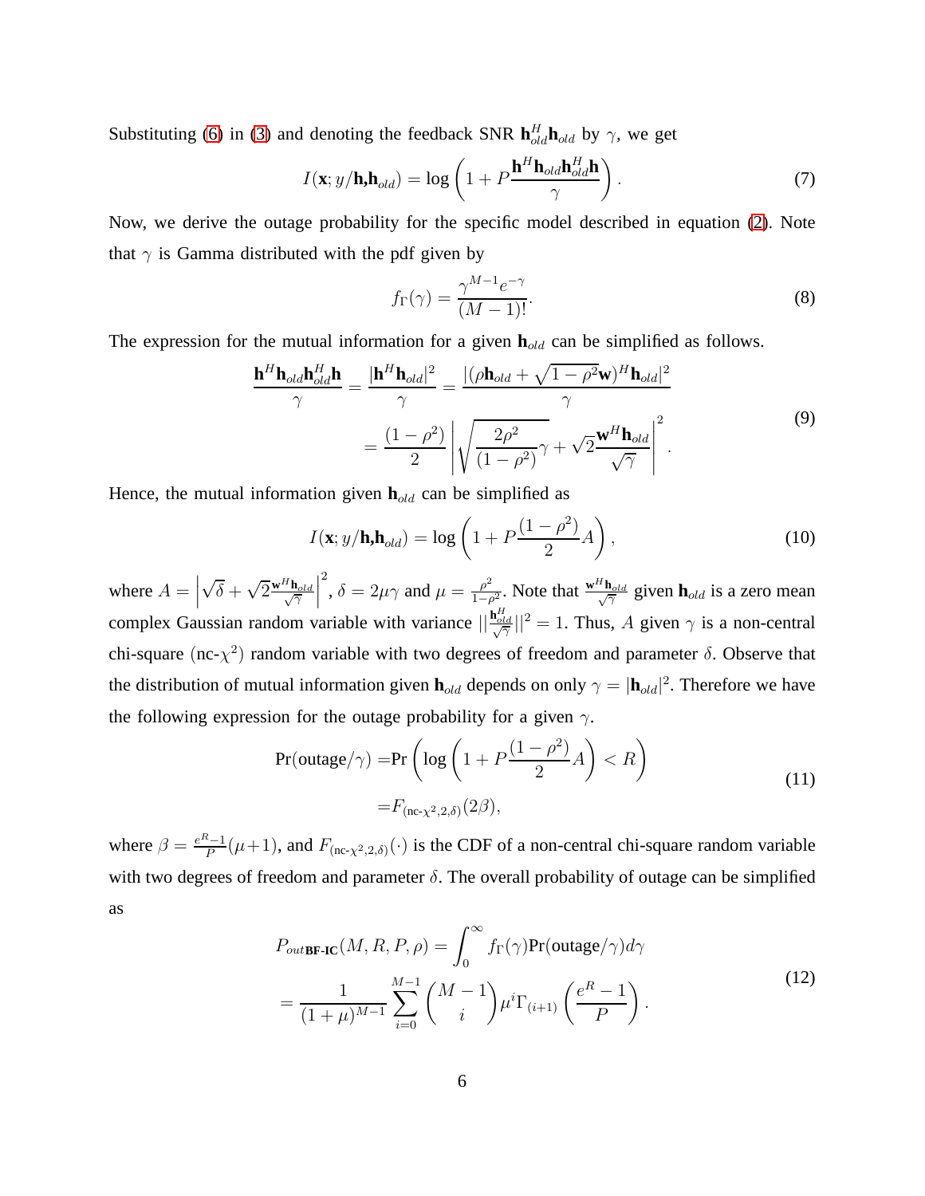Substituting (6) in (3) and denoting the feedback SNR $\mathbf{h}_{old}^H \mathbf{h}_{old}$ by $\gamma$, we get

$$I(\mathbf{x}; y/\mathbf{h},\mathbf{h}_{old}) = \log\left(1 + P\frac{\mathbf{h}^H \mathbf{h}_{old} \mathbf{h}_{old}^H \mathbf{h}}{\gamma}\right). \tag{7}$$

Now, we derive the outage probability for the specific model described in equation (2). Note that $\gamma$ is Gamma distributed with the pdf given by

$$f_\Gamma(\gamma) = \frac{\gamma^{M-1} e^{-\gamma}}{(M-1)!}. \tag{8}$$

The expression for the mutual information for a given $\mathbf{h}_{old}$ can be simplified as follows.

$$\begin{aligned}
\frac{\mathbf{h}^H \mathbf{h}_{old} \mathbf{h}_{old}^H \mathbf{h}}{\gamma} = \frac{|\mathbf{h}^H \mathbf{h}_{old}|^2}{\gamma} &= \frac{|(\rho \mathbf{h}_{old} + \sqrt{1-\rho^2}\mathbf{w})^H \mathbf{h}_{old}|^2}{\gamma} \\
&= \frac{(1-\rho^2)}{2} \left| \sqrt{\frac{2\rho^2}{(1-\rho^2)}\gamma} + \sqrt{2}\frac{\mathbf{w}^H \mathbf{h}_{old}}{\sqrt{\gamma}} \right|^2.
\end{aligned} \tag{9}$$

Hence, the mutual information given $\mathbf{h}_{old}$ can be simplified as

$$I(\mathbf{x}; y/\mathbf{h},\mathbf{h}_{old}) = \log\left(1 + P\frac{(1-\rho^2)}{2}A\right), \tag{10}$$

where $A = \left|\sqrt{\delta} + \sqrt{2}\frac{\mathbf{w}^H \mathbf{h}_{old}}{\sqrt{\gamma}}\right|^2$, $\delta = 2\mu\gamma$ and $\mu = \frac{\rho^2}{1-\rho^2}$. Note that $\frac{\mathbf{w}^H \mathbf{h}_{old}}{\sqrt{\gamma}}$ given $\mathbf{h}_{old}$ is a zero mean complex Gaussian random variable with variance $||\frac{\mathbf{h}_{old}^H}{\sqrt{\gamma}}||^2 = 1$. Thus, $A$ given $\gamma$ is a non-central chi-square (nc-$\chi^2$) random variable with two degrees of freedom and parameter $\delta$. Observe that the distribution of mutual information given $\mathbf{h}_{old}$ depends on only $\gamma = |\mathbf{h}_{old}|^2$. Therefore we have the following expression for the outage probability for a given $\gamma$.

$$\begin{aligned}
\Pr(\text{outage}/\gamma) =& \Pr\left(\log\left(1 + P\frac{(1-\rho^2)}{2}A\right) < R\right) \\
=& F_{(\text{nc-}\chi^2,2,\delta)}(2\beta),
\end{aligned} \tag{11}$$

where $\beta = \frac{e^R - 1}{P}(\mu+1)$, and $F_{(\text{nc-}\chi^2,2,\delta)}(\cdot)$ is the CDF of a non-central chi-square random variable with two degrees of freedom and parameter $\delta$. The overall probability of outage can be simplified as

$$\begin{aligned}
P_{out\,\mathbf{BF\text{-}IC}}(M, R, P, \rho) &= \int_0^\infty f_\Gamma(\gamma) \Pr(\text{outage}/\gamma) d\gamma \\
&= \frac{1}{(1+\mu)^{M-1}} \sum_{i=0}^{M-1} \binom{M-1}{i} \mu^i \Gamma_{(i+1)}\left(\frac{e^R - 1}{P}\right).
\end{aligned} \tag{12}$$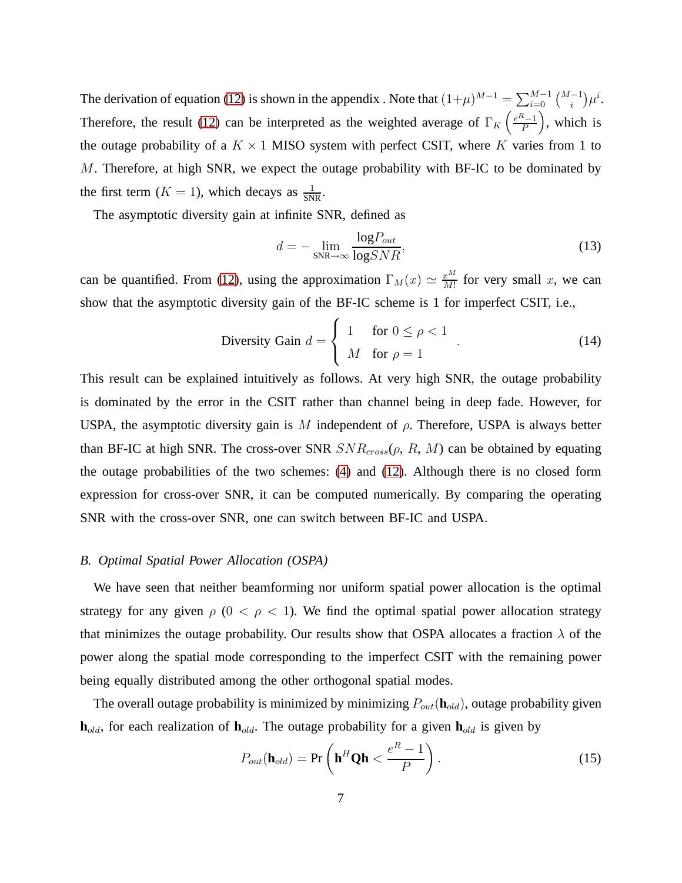The derivation of equation (12) is shown in the appendix . Note that $(1+\mu)^{M-1} = \sum_{i=0}^{M-1} \binom{M-1}{i} \mu^i$. Therefore, the result (12) can be interpreted as the weighted average of $\Gamma_K\left(\frac{e^R-1}{P}\right)$, which is the outage probability of a $K \times 1$ MISO system with perfect CSIT, where $K$ varies from 1 to $M$. Therefore, at high SNR, we expect the outage probability with BF-IC to be dominated by the first term ($K = 1$), which decays as $\frac{1}{\text{SNR}}$.

The asymptotic diversity gain at infinite SNR, defined as

$$d = -\lim_{\text{SNR}\to\infty} \frac{\log P_{out}}{\log SNR}, \tag{13}$$

can be quantified. From (12), using the approximation $\Gamma_M(x) \simeq \frac{x^M}{M!}$ for very small $x$, we can show that the asymptotic diversity gain of the BF-IC scheme is 1 for imperfect CSIT, i.e.,

$$\text{Diversity Gain } d = \begin{cases} 1 & \text{for } 0 \leq \rho < 1 \\ M & \text{for } \rho = 1 \end{cases}. \tag{14}$$

This result can be explained intuitively as follows. At very high SNR, the outage probability is dominated by the error in the CSIT rather than channel being in deep fade. However, for USPA, the asymptotic diversity gain is $M$ independent of $\rho$. Therefore, USPA is always better than BF-IC at high SNR. The cross-over SNR $SNR_{cross}(\rho,\, R,\, M)$ can be obtained by equating the outage probabilities of the two schemes: (4) and (12). Although there is no closed form expression for cross-over SNR, it can be computed numerically. By comparing the operating SNR with the cross-over SNR, one can switch between BF-IC and USPA.

### *B. Optimal Spatial Power Allocation (OSPA)*

We have seen that neither beamforming nor uniform spatial power allocation is the optimal strategy for any given $\rho$ ($0 < \rho < 1$). We find the optimal spatial power allocation strategy that minimizes the outage probability. Our results show that OSPA allocates a fraction $\lambda$ of the power along the spatial mode corresponding to the imperfect CSIT with the remaining power being equally distributed among the other orthogonal spatial modes.

The overall outage probability is minimized by minimizing $P_{out}(\mathbf{h}_{old})$, outage probability given $\mathbf{h}_{old}$, for each realization of $\mathbf{h}_{old}$. The outage probability for a given $\mathbf{h}_{old}$ is given by

$$P_{out}(\mathbf{h}_{old}) = \Pr\left(\mathbf{h}^H \mathbf{Q} \mathbf{h} < \frac{e^R - 1}{P}\right). \tag{15}$$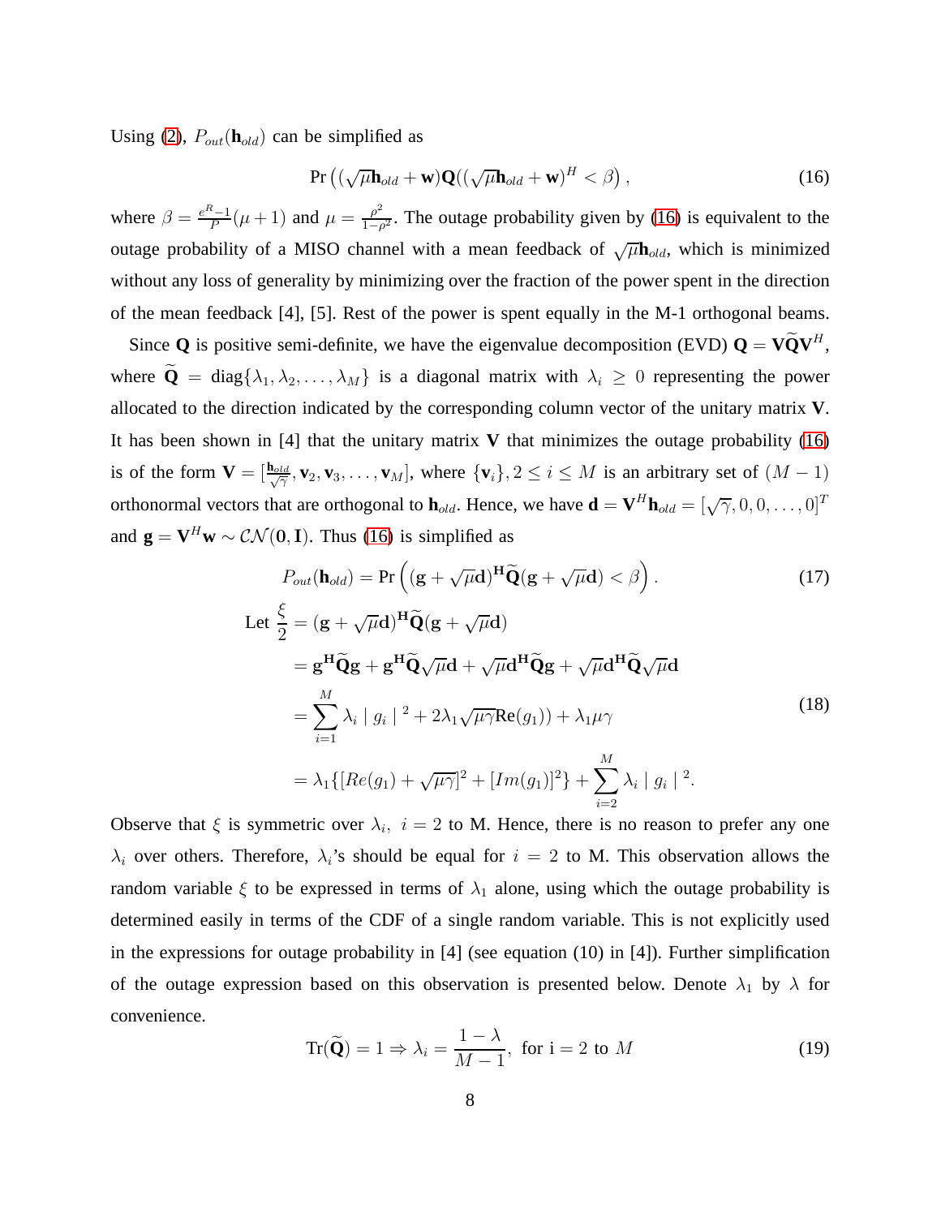Using (2), $P_{out}(\mathbf{h}_{old})$ can be simplified as

$$\Pr\left((\sqrt{\mu}\mathbf{h}_{old} + \mathbf{w})\mathbf{Q}((\sqrt{\mu}\mathbf{h}_{old} + \mathbf{w})^H < \beta\right), \tag{16}$$

where $\beta = \frac{e^R - 1}{P}(\mu + 1)$ and $\mu = \frac{\rho^2}{1-\rho^2}$. The outage probability given by (16) is equivalent to the outage probability of a MISO channel with a mean feedback of $\sqrt{\mu}\mathbf{h}_{old}$, which is minimized without any loss of generality by minimizing over the fraction of the power spent in the direction of the mean feedback [4], [5]. Rest of the power is spent equally in the M-1 orthogonal beams.

Since $\mathbf{Q}$ is positive semi-definite, we have the eigenvalue decomposition (EVD) $\mathbf{Q} = \mathbf{V}\widetilde{\mathbf{Q}}\mathbf{V}^H$, where $\widetilde{\mathbf{Q}} = \text{diag}\{\lambda_1, \lambda_2, \ldots, \lambda_M\}$ is a diagonal matrix with $\lambda_i \geq 0$ representing the power allocated to the direction indicated by the corresponding column vector of the unitary matrix $\mathbf{V}$. It has been shown in [4] that the unitary matrix $\mathbf{V}$ that minimizes the outage probability (16) is of the form $\mathbf{V} = [\frac{\mathbf{h}_{old}}{\sqrt{\gamma}}, \mathbf{v}_2, \mathbf{v}_3, \ldots, \mathbf{v}_M]$, where $\{\mathbf{v}_i\}, 2 \leq i \leq M$ is an arbitrary set of $(M-1)$ orthonormal vectors that are orthogonal to $\mathbf{h}_{old}$. Hence, we have $\mathbf{d} = \mathbf{V}^H\mathbf{h}_{old} = [\sqrt{\gamma}, 0, 0, \ldots, 0]^T$ and $\mathbf{g} = \mathbf{V}^H\mathbf{w} \sim \mathcal{CN}(\mathbf{0}, \mathbf{I})$. Thus (16) is simplified as

$$P_{out}(\mathbf{h}_{old}) = \Pr\left((\mathbf{g} + \sqrt{\mu}\mathbf{d})^{\mathbf{H}}\widetilde{\mathbf{Q}}(\mathbf{g} + \sqrt{\mu}\mathbf{d}) < \beta\right). \tag{17}$$

$$\begin{aligned}
\text{Let } \frac{\xi}{2} &= (\mathbf{g} + \sqrt{\mu}\mathbf{d})^{\mathbf{H}}\widetilde{\mathbf{Q}}(\mathbf{g} + \sqrt{\mu}\mathbf{d}) \\
&= \mathbf{g}^{\mathbf{H}}\widetilde{\mathbf{Q}}\mathbf{g} + \mathbf{g}^{\mathbf{H}}\widetilde{\mathbf{Q}}\sqrt{\mu}\mathbf{d} + \sqrt{\mu}\mathbf{d}^{\mathbf{H}}\widetilde{\mathbf{Q}}\mathbf{g} + \sqrt{\mu}\mathbf{d}^{\mathbf{H}}\widetilde{\mathbf{Q}}\sqrt{\mu}\mathbf{d} \\
&= \sum_{i=1}^{M} \lambda_i \mid g_i \mid^2 + 2\lambda_1\sqrt{\mu\gamma}\text{Re}(g_1)) + \lambda_1\mu\gamma \\
&= \lambda_1\{[Re(g_1) + \sqrt{\mu\gamma}]^2 + [Im(g_1)]^2\} + \sum_{i=2}^{M} \lambda_i \mid g_i \mid^2.
\end{aligned} \tag{18}$$

Observe that $\xi$ is symmetric over $\lambda_i,\ i = 2$ to M. Hence, there is no reason to prefer any one $\lambda_i$ over others. Therefore, $\lambda_i$'s should be equal for $i = 2$ to M. This observation allows the random variable $\xi$ to be expressed in terms of $\lambda_1$ alone, using which the outage probability is determined easily in terms of the CDF of a single random variable. This is not explicitly used in the expressions for outage probability in [4] (see equation (10) in [4]). Further simplification of the outage expression based on this observation is presented below. Denote $\lambda_1$ by $\lambda$ for convenience.

$$\text{Tr}(\widetilde{\mathbf{Q}}) = 1 \Rightarrow \lambda_i = \frac{1-\lambda}{M-1}, \text{ for i = 2 to } M \tag{19}$$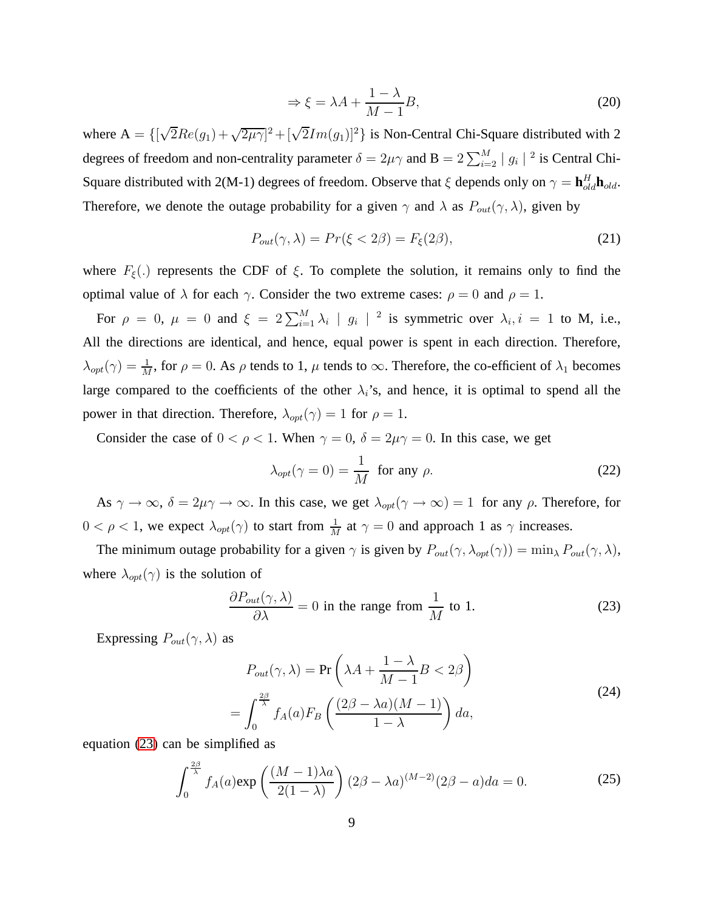$$\Rightarrow \xi = \lambda A + \frac{1-\lambda}{M-1} B, \tag{20}$$

where $A = \{[\sqrt{2}Re(g_1) + \sqrt{2\mu\gamma}]^2 + [\sqrt{2}Im(g_1)]^2\}$ is Non-Central Chi-Square distributed with 2 degrees of freedom and non-centrality parameter $\delta = 2\mu\gamma$ and $B = 2\sum_{i=2}^{M} \mid g_i \mid^2$ is Central Chi-Square distributed with 2(M-1) degrees of freedom. Observe that $\xi$ depends only on $\gamma = \mathbf{h}_{old}^H \mathbf{h}_{old}$. Therefore, we denote the outage probability for a given $\gamma$ and $\lambda$ as $P_{out}(\gamma, \lambda)$, given by

$$P_{out}(\gamma, \lambda) = Pr(\xi < 2\beta) = F_{\xi}(2\beta), \tag{21}$$

where $F_{\xi}(.)$ represents the CDF of $\xi$. To complete the solution, it remains only to find the optimal value of $\lambda$ for each $\gamma$. Consider the two extreme cases: $\rho = 0$ and $\rho = 1$.

For $\rho = 0$, $\mu = 0$ and $\xi = 2\sum_{i=1}^{M} \lambda_i \mid g_i \mid^2$ is symmetric over $\lambda_i, i = 1$ to M, i.e., All the directions are identical, and hence, equal power is spent in each direction. Therefore, $\lambda_{opt}(\gamma) = \frac{1}{M}$, for $\rho = 0$. As $\rho$ tends to 1, $\mu$ tends to $\infty$. Therefore, the co-efficient of $\lambda_1$ becomes large compared to the coefficients of the other $\lambda_i$'s, and hence, it is optimal to spend all the power in that direction. Therefore, $\lambda_{opt}(\gamma) = 1$ for $\rho = 1$.

Consider the case of $0 < \rho < 1$. When $\gamma = 0$, $\delta = 2\mu\gamma = 0$. In this case, we get

$$\lambda_{opt}(\gamma = 0) = \frac{1}{M} \text{ for any } \rho. \tag{22}$$

As $\gamma \to \infty$, $\delta = 2\mu\gamma \to \infty$. In this case, we get $\lambda_{opt}(\gamma \to \infty) = 1$ for any $\rho$. Therefore, for $0 < \rho < 1$, we expect $\lambda_{opt}(\gamma)$ to start from $\frac{1}{M}$ at $\gamma = 0$ and approach 1 as $\gamma$ increases.

The minimum outage probability for a given $\gamma$ is given by $P_{out}(\gamma, \lambda_{opt}(\gamma)) = \min_{\lambda} P_{out}(\gamma, \lambda)$, where $\lambda_{opt}(\gamma)$ is the solution of

$$\frac{\partial P_{out}(\gamma, \lambda)}{\partial \lambda} = 0 \text{ in the range from } \frac{1}{M} \text{ to } 1. \tag{23}$$

Expressing $P_{out}(\gamma, \lambda)$ as

$$\begin{aligned} P_{out}(\gamma, \lambda) &= \Pr\left(\lambda A + \frac{1-\lambda}{M-1} B < 2\beta\right) \\ &= \int_0^{\frac{2\beta}{\lambda}} f_A(a) F_B\left(\frac{(2\beta - \lambda a)(M-1)}{1-\lambda}\right) da, \end{aligned} \tag{24}$$

equation (23) can be simplified as

$$\int_0^{\frac{2\beta}{\lambda}} f_A(a) \exp\left(\frac{(M-1)\lambda a}{2(1-\lambda)}\right) (2\beta - \lambda a)^{(M-2)} (2\beta - a) da = 0. \tag{25}$$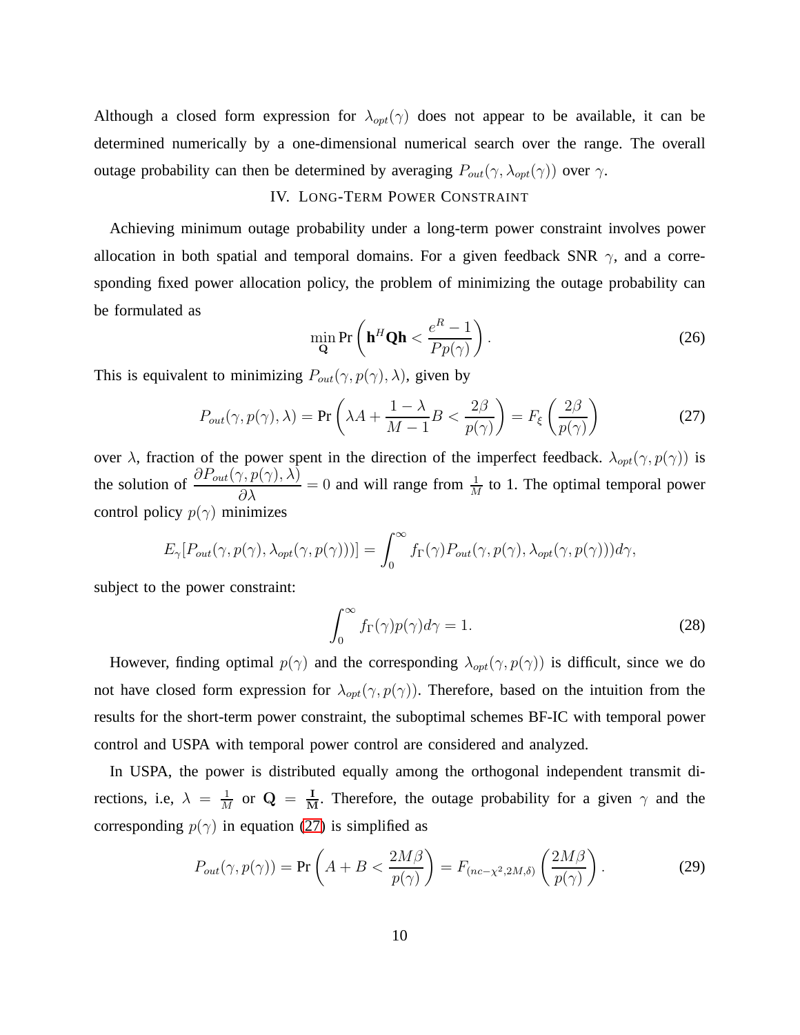Although a closed form expression for $\lambda_{opt}(\gamma)$ does not appear to be available, it can be determined numerically by a one-dimensional numerical search over the range. The overall outage probability can then be determined by averaging $P_{out}(\gamma, \lambda_{opt}(\gamma))$ over $\gamma$.

## IV. Long-Term Power Constraint

Achieving minimum outage probability under a long-term power constraint involves power allocation in both spatial and temporal domains. For a given feedback SNR $\gamma$, and a corresponding fixed power allocation policy, the problem of minimizing the outage probability can be formulated as

$$\min_{\mathbf{Q}} \Pr\left(\mathbf{h}^H \mathbf{Q} \mathbf{h} < \frac{e^R - 1}{P p(\gamma)}\right). \tag{26}$$

This is equivalent to minimizing $P_{out}(\gamma, p(\gamma), \lambda)$, given by

$$P_{out}(\gamma, p(\gamma), \lambda) = \Pr\left(\lambda A + \frac{1-\lambda}{M-1} B < \frac{2\beta}{p(\gamma)}\right) = F_{\xi}\left(\frac{2\beta}{p(\gamma)}\right) \tag{27}$$

over $\lambda$, fraction of the power spent in the direction of the imperfect feedback. $\lambda_{opt}(\gamma, p(\gamma))$ is the solution of $\dfrac{\partial P_{out}(\gamma, p(\gamma), \lambda)}{\partial \lambda} = 0$ and will range from $\frac{1}{M}$ to 1. The optimal temporal power control policy $p(\gamma)$ minimizes

$$E_{\gamma}[P_{out}(\gamma, p(\gamma), \lambda_{opt}(\gamma, p(\gamma)))] = \int_0^{\infty} f_{\Gamma}(\gamma) P_{out}(\gamma, p(\gamma), \lambda_{opt}(\gamma, p(\gamma))) d\gamma,$$

subject to the power constraint:

$$\int_0^{\infty} f_{\Gamma}(\gamma) p(\gamma) d\gamma = 1. \tag{28}$$

However, finding optimal $p(\gamma)$ and the corresponding $\lambda_{opt}(\gamma, p(\gamma))$ is difficult, since we do not have closed form expression for $\lambda_{opt}(\gamma, p(\gamma))$. Therefore, based on the intuition from the results for the short-term power constraint, the suboptimal schemes BF-IC with temporal power control and USPA with temporal power control are considered and analyzed.

In USPA, the power is distributed equally among the orthogonal independent transmit directions, i.e, $\lambda = \frac{1}{M}$ or $\mathbf{Q} = \frac{\mathbf{I}}{\mathbf{M}}$. Therefore, the outage probability for a given $\gamma$ and the corresponding $p(\gamma)$ in equation (27) is simplified as

$$P_{out}(\gamma, p(\gamma)) = \Pr\left(A + B < \frac{2M\beta}{p(\gamma)}\right) = F_{(nc-\chi^2, 2M, \delta)}\left(\frac{2M\beta}{p(\gamma)}\right). \tag{29}$$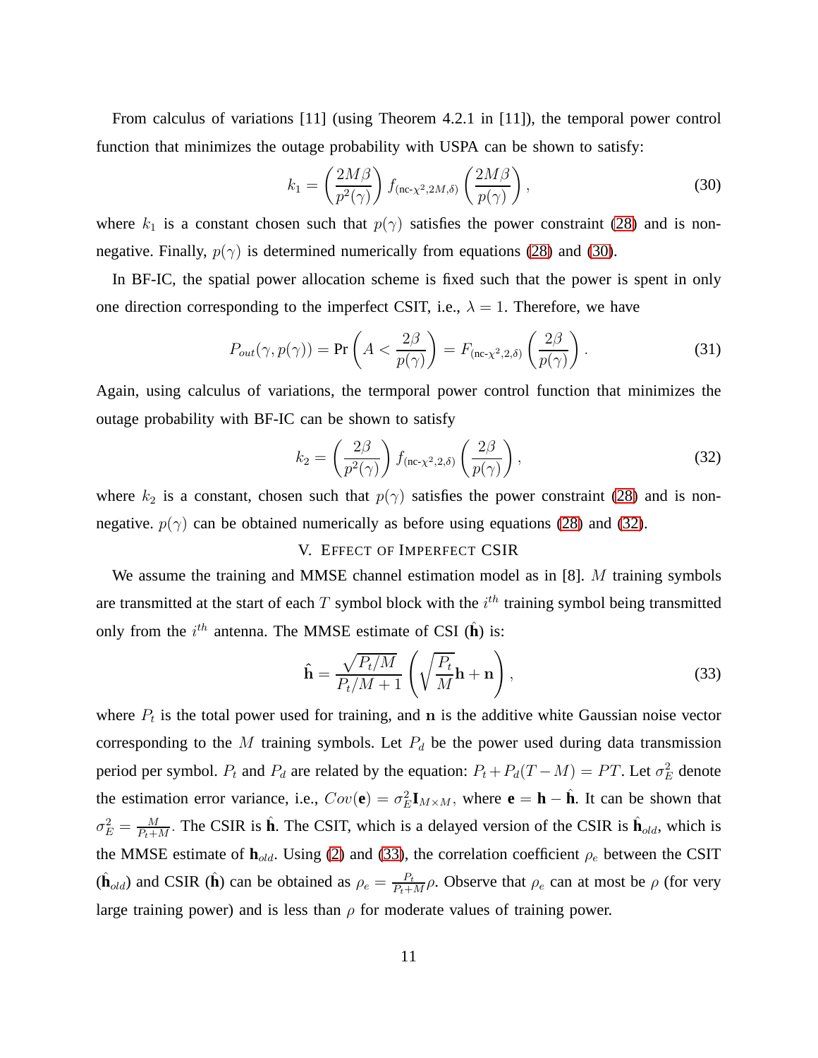From calculus of variations [11] (using Theorem 4.2.1 in [11]), the temporal power control function that minimizes the outage probability with USPA can be shown to satisfy:

$$k_1 = \left(\frac{2M\beta}{p^2(\gamma)}\right) f_{(\text{nc-}\chi^2,2M,\delta)}\left(\frac{2M\beta}{p(\gamma)}\right), \tag{30}$$

where $k_1$ is a constant chosen such that $p(\gamma)$ satisfies the power constraint (28) and is non-negative. Finally, $p(\gamma)$ is determined numerically from equations (28) and (30).

In BF-IC, the spatial power allocation scheme is fixed such that the power is spent in only one direction corresponding to the imperfect CSIT, i.e., $\lambda = 1$. Therefore, we have

$$P_{out}(\gamma, p(\gamma)) = \Pr\left(A < \frac{2\beta}{p(\gamma)}\right) = F_{(\text{nc-}\chi^2,2,\delta)}\left(\frac{2\beta}{p(\gamma)}\right). \tag{31}$$

Again, using calculus of variations, the termporal power control function that minimizes the outage probability with BF-IC can be shown to satisfy

$$k_2 = \left(\frac{2\beta}{p^2(\gamma)}\right) f_{(\text{nc-}\chi^2,2,\delta)}\left(\frac{2\beta}{p(\gamma)}\right), \tag{32}$$

where $k_2$ is a constant, chosen such that $p(\gamma)$ satisfies the power constraint (28) and is non-negative. $p(\gamma)$ can be obtained numerically as before using equations (28) and (32).

## V. Effect of Imperfect CSIR

We assume the training and MMSE channel estimation model as in [8]. $M$ training symbols are transmitted at the start of each $T$ symbol block with the $i^{th}$ training symbol being transmitted only from the $i^{th}$ antenna. The MMSE estimate of CSI ($\hat{\mathbf{h}}$) is:

$$\hat{\mathbf{h}} = \frac{\sqrt{P_t/M}}{P_t/M + 1}\left(\sqrt{\frac{P_t}{M}}\mathbf{h} + \mathbf{n}\right), \tag{33}$$

where $P_t$ is the total power used for training, and $\mathbf{n}$ is the additive white Gaussian noise vector corresponding to the $M$ training symbols. Let $P_d$ be the power used during data transmission period per symbol. $P_t$ and $P_d$ are related by the equation: $P_t + P_d(T - M) = PT$. Let $\sigma_E^2$ denote the estimation error variance, i.e., $Cov(\mathbf{e}) = \sigma_E^2 \mathbf{I}_{M\times M}$, where $\mathbf{e} = \mathbf{h} - \hat{\mathbf{h}}$. It can be shown that $\sigma_E^2 = \frac{M}{P_t + M}$. The CSIR is $\hat{\mathbf{h}}$. The CSIT, which is a delayed version of the CSIR is $\hat{\mathbf{h}}_{old}$, which is the MMSE estimate of $\mathbf{h}_{old}$. Using (2) and (33), the correlation coefficient $\rho_e$ between the CSIT ($\hat{\mathbf{h}}_{old}$) and CSIR ($\hat{\mathbf{h}}$) can be obtained as $\rho_e = \frac{P_t}{P_t + M}\rho$. Observe that $\rho_e$ can at most be $\rho$ (for very large training power) and is less than $\rho$ for moderate values of training power.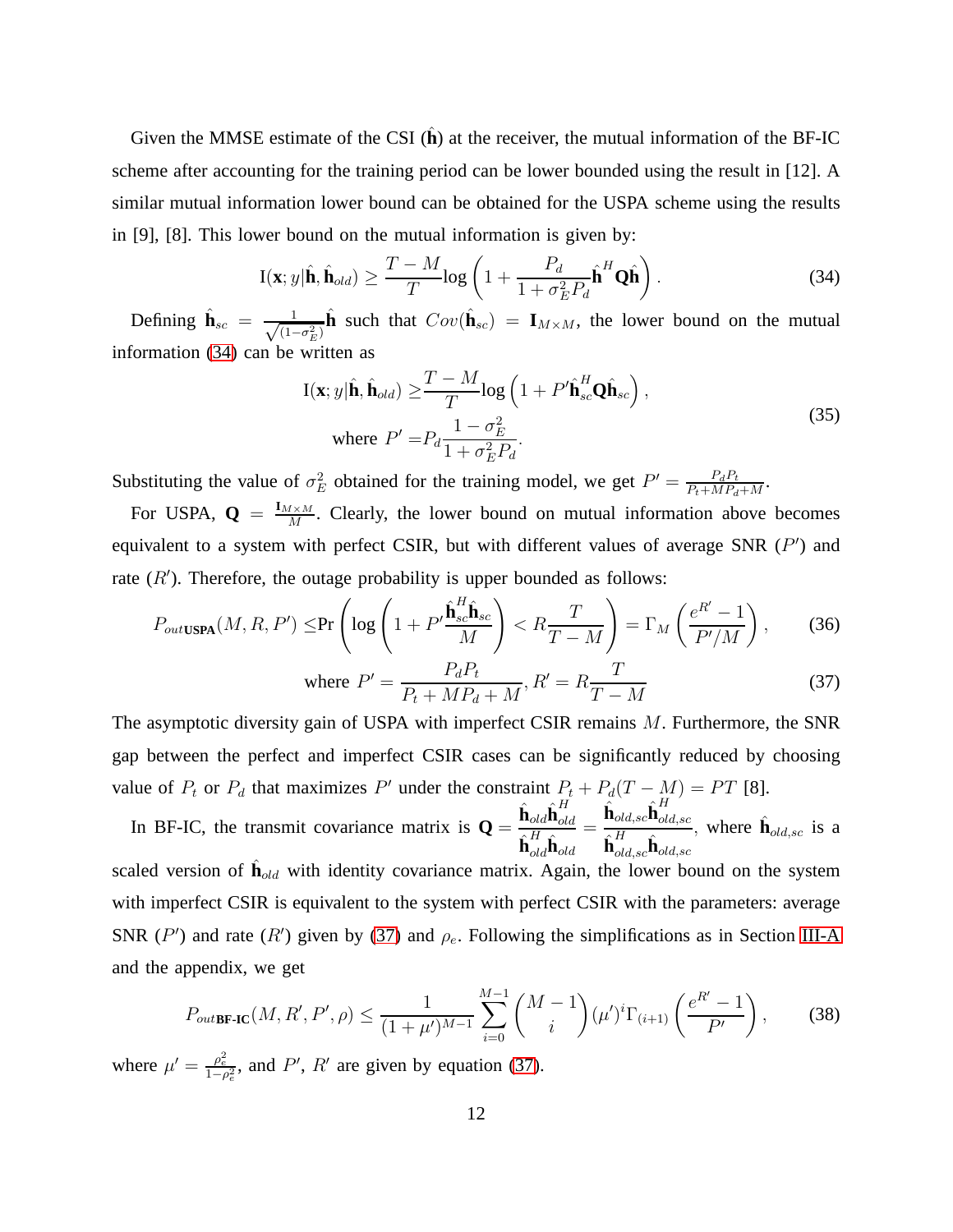Given the MMSE estimate of the CSI ($\hat{\mathbf{h}}$) at the receiver, the mutual information of the BF-IC scheme after accounting for the training period can be lower bounded using the result in [12]. A similar mutual information lower bound can be obtained for the USPA scheme using the results in [9], [8]. This lower bound on the mutual information is given by:

$$\mathrm{I}(\mathbf{x}; y|\hat{\mathbf{h}}, \hat{\mathbf{h}}_{old}) \geq \frac{T-M}{T}\log\left(1 + \frac{P_d}{1+\sigma_E^2 P_d}\hat{\mathbf{h}}^H\mathbf{Q}\hat{\mathbf{h}}\right). \tag{34}$$

Defining $\hat{\mathbf{h}}_{sc} = \frac{1}{\sqrt{(1-\sigma_E^2)}}\hat{\mathbf{h}}$ such that $Cov(\hat{\mathbf{h}}_{sc}) = \mathbf{I}_{M\times M}$, the lower bound on the mutual information (34) can be written as

$$\begin{aligned}\mathrm{I}(\mathbf{x}; y|\hat{\mathbf{h}}, \hat{\mathbf{h}}_{old}) \geq& \frac{T-M}{T}\log\left(1 + P'\hat{\mathbf{h}}_{sc}^H\mathbf{Q}\hat{\mathbf{h}}_{sc}\right), \\ \text{where } P' =& P_d\frac{1-\sigma_E^2}{1+\sigma_E^2 P_d}.\end{aligned} \tag{35}$$

Substituting the value of $\sigma_E^2$ obtained for the training model, we get $P' = \frac{P_d P_t}{P_t + MP_d + M}$.

For USPA, $\mathbf{Q} = \frac{\mathbf{I}_{M\times M}}{M}$. Clearly, the lower bound on mutual information above becomes equivalent to a system with perfect CSIR, but with different values of average SNR ($P'$) and rate ($R'$). Therefore, the outage probability is upper bounded as follows:

$$P_{out\textbf{USPA}}(M, R, P') \leq \Pr\left(\log\left(1 + P'\frac{\hat{\mathbf{h}}_{sc}^H\hat{\mathbf{h}}_{sc}}{M}\right) < R\frac{T}{T-M}\right) = \Gamma_M\left(\frac{e^{R'}-1}{P'/M}\right), \tag{36}$$

$$\text{where } P' = \frac{P_d P_t}{P_t + MP_d + M}, R' = R\frac{T}{T-M} \tag{37}$$

The asymptotic diversity gain of USPA with imperfect CSIR remains $M$. Furthermore, the SNR gap between the perfect and imperfect CSIR cases can be significantly reduced by choosing value of $P_t$ or $P_d$ that maximizes $P'$ under the constraint $P_t + P_d(T-M) = PT$ [8].

In BF-IC, the transmit covariance matrix is $\mathbf{Q} = \frac{\hat{\mathbf{h}}_{old}\hat{\mathbf{h}}_{old}^H}{\hat{\mathbf{h}}_{old}^H\hat{\mathbf{h}}_{old}} = \frac{\hat{\mathbf{h}}_{old,sc}\hat{\mathbf{h}}_{old,sc}^H}{\hat{\mathbf{h}}_{old,sc}^H\hat{\mathbf{h}}_{old,sc}}$, where $\hat{\mathbf{h}}_{old,sc}$ is a scaled version of $\hat{\mathbf{h}}_{old}$ with identity covariance matrix. Again, the lower bound on the system with imperfect CSIR is equivalent to the system with perfect CSIR with the parameters: average SNR ($P'$) and rate ($R'$) given by (37) and $\rho_e$. Following the simplifications as in Section III-A and the appendix, we get

$$P_{out\textbf{BF-IC}}(M, R', P', \rho) \leq \frac{1}{(1+\mu')^{M-1}}\sum_{i=0}^{M-1}\binom{M-1}{i}(\mu')^i\Gamma_{(i+1)}\left(\frac{e^{R'}-1}{P'}\right), \tag{38}$$

where $\mu' = \frac{\rho_e^2}{1-\rho_e^2}$, and $P'$, $R'$ are given by equation (37).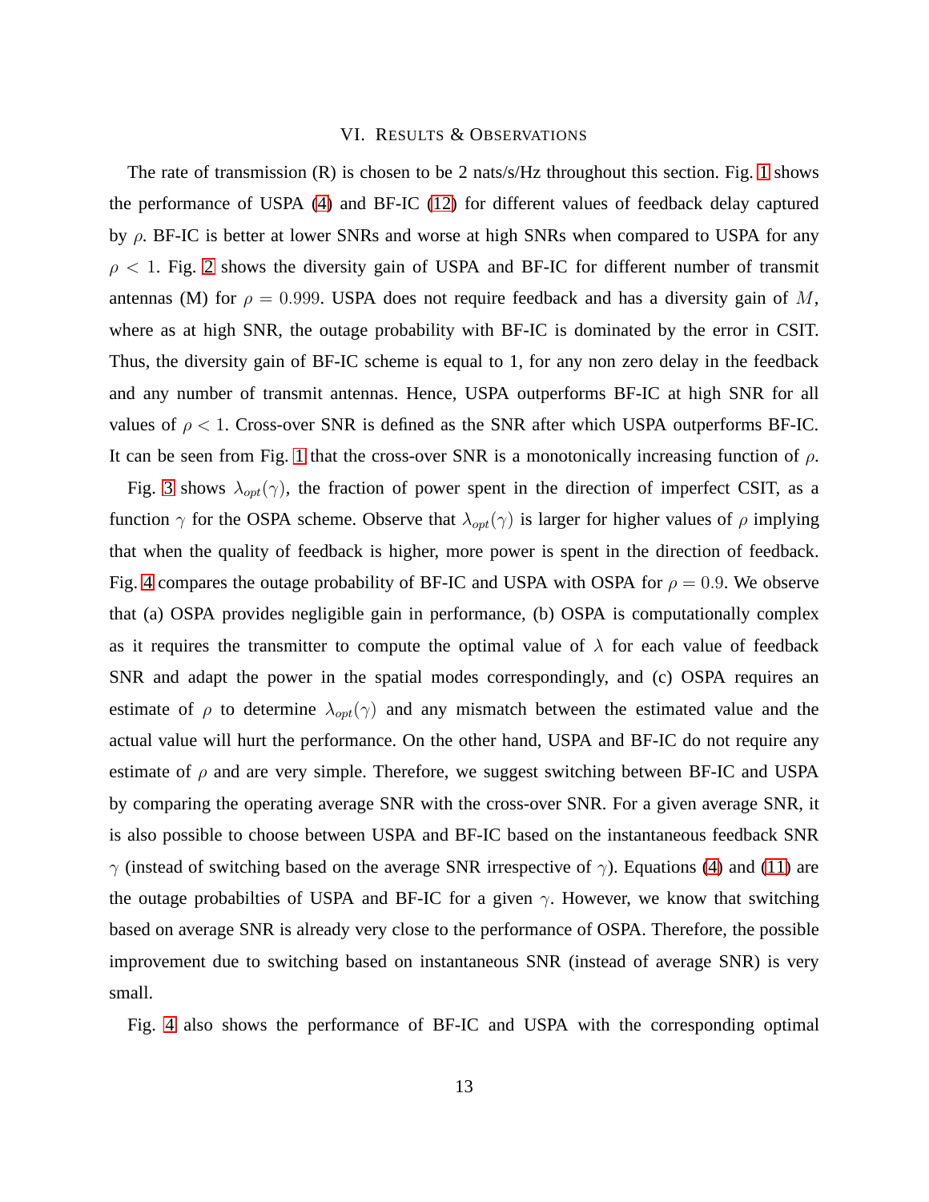## VI. Results & Observations

The rate of transmission (R) is chosen to be 2 nats/s/Hz throughout this section. Fig. 1 shows the performance of USPA (4) and BF-IC (12) for different values of feedback delay captured by $\rho$. BF-IC is better at lower SNRs and worse at high SNRs when compared to USPA for any $\rho < 1$. Fig. 2 shows the diversity gain of USPA and BF-IC for different number of transmit antennas (M) for $\rho = 0.999$. USPA does not require feedback and has a diversity gain of $M$, where as at high SNR, the outage probability with BF-IC is dominated by the error in CSIT. Thus, the diversity gain of BF-IC scheme is equal to 1, for any non zero delay in the feedback and any number of transmit antennas. Hence, USPA outperforms BF-IC at high SNR for all values of $\rho < 1$. Cross-over SNR is defined as the SNR after which USPA outperforms BF-IC. It can be seen from Fig. 1 that the cross-over SNR is a monotonically increasing function of $\rho$.

Fig. 3 shows $\lambda_{opt}(\gamma)$, the fraction of power spent in the direction of imperfect CSIT, as a function $\gamma$ for the OSPA scheme. Observe that $\lambda_{opt}(\gamma)$ is larger for higher values of $\rho$ implying that when the quality of feedback is higher, more power is spent in the direction of feedback. Fig. 4 compares the outage probability of BF-IC and USPA with OSPA for $\rho = 0.9$. We observe that (a) OSPA provides negligible gain in performance, (b) OSPA is computationally complex as it requires the transmitter to compute the optimal value of $\lambda$ for each value of feedback SNR and adapt the power in the spatial modes correspondingly, and (c) OSPA requires an estimate of $\rho$ to determine $\lambda_{opt}(\gamma)$ and any mismatch between the estimated value and the actual value will hurt the performance. On the other hand, USPA and BF-IC do not require any estimate of $\rho$ and are very simple. Therefore, we suggest switching between BF-IC and USPA by comparing the operating average SNR with the cross-over SNR. For a given average SNR, it is also possible to choose between USPA and BF-IC based on the instantaneous feedback SNR $\gamma$ (instead of switching based on the average SNR irrespective of $\gamma$). Equations (4) and (11) are the outage probabilties of USPA and BF-IC for a given $\gamma$. However, we know that switching based on average SNR is already very close to the performance of OSPA. Therefore, the possible improvement due to switching based on instantaneous SNR (instead of average SNR) is very small.

Fig. 4 also shows the performance of BF-IC and USPA with the corresponding optimal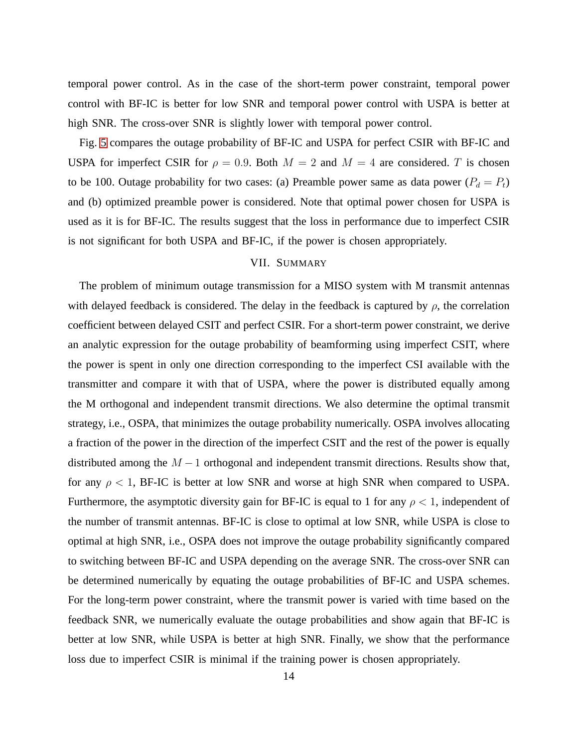temporal power control. As in the case of the short-term power constraint, temporal power control with BF-IC is better for low SNR and temporal power control with USPA is better at high SNR. The cross-over SNR is slightly lower with temporal power control.

Fig. 5 compares the outage probability of BF-IC and USPA for perfect CSIR with BF-IC and USPA for imperfect CSIR for $\rho = 0.9$. Both $M = 2$ and $M = 4$ are considered. $T$ is chosen to be 100. Outage probability for two cases: (a) Preamble power same as data power ($P_d = P_t$) and (b) optimized preamble power is considered. Note that optimal power chosen for USPA is used as it is for BF-IC. The results suggest that the loss in performance due to imperfect CSIR is not significant for both USPA and BF-IC, if the power is chosen appropriately.

## VII. Summary

The problem of minimum outage transmission for a MISO system with M transmit antennas with delayed feedback is considered. The delay in the feedback is captured by $\rho$, the correlation coefficient between delayed CSIT and perfect CSIR. For a short-term power constraint, we derive an analytic expression for the outage probability of beamforming using imperfect CSIT, where the power is spent in only one direction corresponding to the imperfect CSI available with the transmitter and compare it with that of USPA, where the power is distributed equally among the M orthogonal and independent transmit directions. We also determine the optimal transmit strategy, i.e., OSPA, that minimizes the outage probability numerically. OSPA involves allocating a fraction of the power in the direction of the imperfect CSIT and the rest of the power is equally distributed among the $M-1$ orthogonal and independent transmit directions. Results show that, for any $\rho < 1$, BF-IC is better at low SNR and worse at high SNR when compared to USPA. Furthermore, the asymptotic diversity gain for BF-IC is equal to 1 for any $\rho < 1$, independent of the number of transmit antennas. BF-IC is close to optimal at low SNR, while USPA is close to optimal at high SNR, i.e., OSPA does not improve the outage probability significantly compared to switching between BF-IC and USPA depending on the average SNR. The cross-over SNR can be determined numerically by equating the outage probabilities of BF-IC and USPA schemes. For the long-term power constraint, where the transmit power is varied with time based on the feedback SNR, we numerically evaluate the outage probabilities and show again that BF-IC is better at low SNR, while USPA is better at high SNR. Finally, we show that the performance loss due to imperfect CSIR is minimal if the training power is chosen appropriately.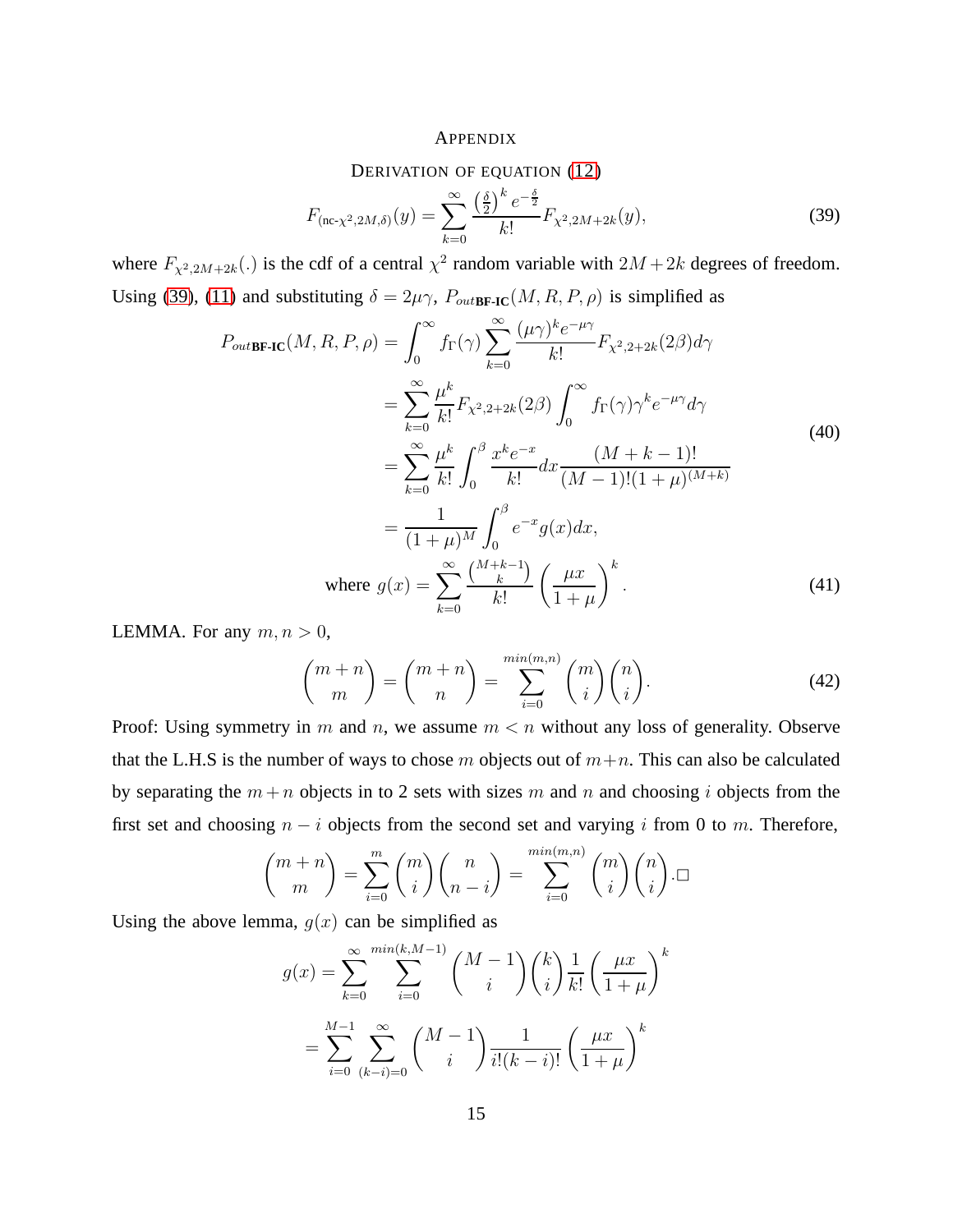## Appendix

### Derivation of equation (12)

$$F_{(\text{nc-}\chi^2,2M,\delta)}(y) = \sum_{k=0}^{\infty} \frac{\left(\frac{\delta}{2}\right)^k e^{-\frac{\delta}{2}}}{k!} F_{\chi^2,2M+2k}(y), \tag{39}$$

where $F_{\chi^2,2M+2k}(.)$ is the cdf of a central $\chi^2$ random variable with $2M+2k$ degrees of freedom. Using (39), (11) and substituting $\delta = 2\mu\gamma$, $P_{out\textbf{BF-IC}}(M,R,P,\rho)$ is simplified as

$$\begin{aligned}
P_{out\textbf{BF-IC}}(M,R,P,\rho) &= \int_0^{\infty} f_{\Gamma}(\gamma) \sum_{k=0}^{\infty} \frac{(\mu\gamma)^k e^{-\mu\gamma}}{k!} F_{\chi^2,2+2k}(2\beta) d\gamma \\
&= \sum_{k=0}^{\infty} \frac{\mu^k}{k!} F_{\chi^2,2+2k}(2\beta) \int_0^{\infty} f_{\Gamma}(\gamma) \gamma^k e^{-\mu\gamma} d\gamma \\
&= \sum_{k=0}^{\infty} \frac{\mu^k}{k!} \int_0^{\beta} \frac{x^k e^{-x}}{k!} dx \frac{(M+k-1)!}{(M-1)!(1+\mu)^{(M+k)}} \\
&= \frac{1}{(1+\mu)^M} \int_0^{\beta} e^{-x} g(x) dx,
\end{aligned} \tag{40}$$

$$\text{where } g(x) = \sum_{k=0}^{\infty} \frac{\binom{M+k-1}{k}}{k!} \left(\frac{\mu x}{1+\mu}\right)^k. \tag{41}$$

LEMMA. For any $m, n > 0$,

$$\binom{m+n}{m} = \binom{m+n}{n} = \sum_{i=0}^{min(m,n)} \binom{m}{i}\binom{n}{i}. \tag{42}$$

Proof: Using symmetry in $m$ and $n$, we assume $m < n$ without any loss of generality. Observe that the L.H.S is the number of ways to chose $m$ objects out of $m+n$. This can also be calculated by separating the $m+n$ objects in to 2 sets with sizes $m$ and $n$ and choosing $i$ objects from the first set and choosing $n-i$ objects from the second set and varying $i$ from 0 to $m$. Therefore,

$$\binom{m+n}{m} = \sum_{i=0}^{m} \binom{m}{i}\binom{n}{n-i} = \sum_{i=0}^{min(m,n)} \binom{m}{i}\binom{n}{i}. \square$$

Using the above lemma, $g(x)$ can be simplified as

$$\begin{aligned}
g(x) &= \sum_{k=0}^{\infty} \sum_{i=0}^{min(k,M-1)} \binom{M-1}{i}\binom{k}{i} \frac{1}{k!} \left(\frac{\mu x}{1+\mu}\right)^k \\
&= \sum_{i=0}^{M-1} \sum_{(k-i)=0}^{\infty} \binom{M-1}{i} \frac{1}{i!(k-i)!} \left(\frac{\mu x}{1+\mu}\right)^k
\end{aligned}$$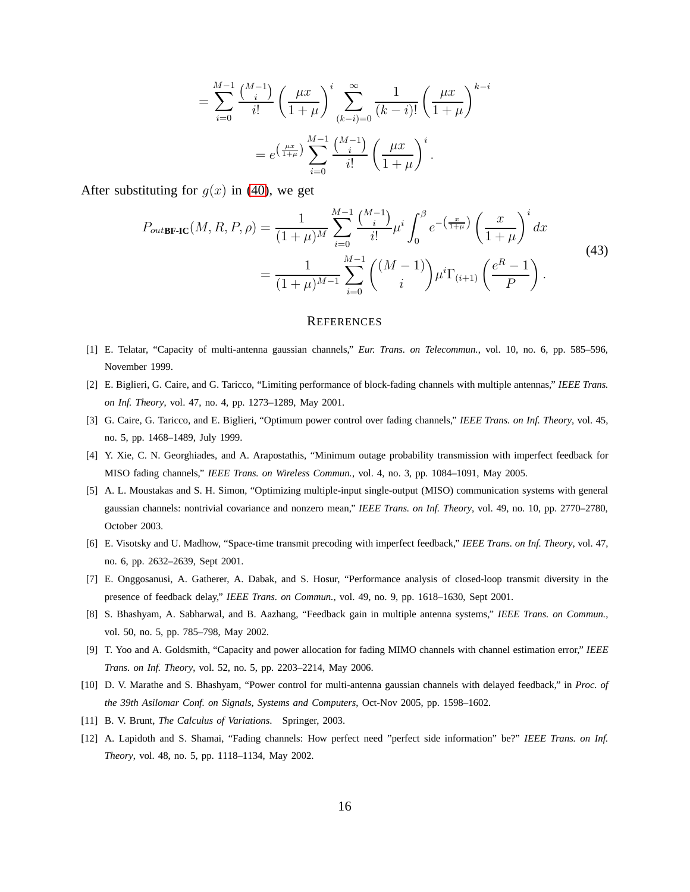$$
= \sum_{i=0}^{M-1} \frac{\binom{M-1}{i}}{i!} \left(\frac{\mu x}{1+\mu}\right)^{i} \sum_{(k-i)=0}^{\infty} \frac{1}{(k-i)!} \left(\frac{\mu x}{1+\mu}\right)^{k-i}
$$

$$
= e^{\left(\frac{\mu x}{1+\mu}\right)} \sum_{i=0}^{M-1} \frac{\binom{M-1}{i}}{i!} \left(\frac{\mu x}{1+\mu}\right)^{i}.
$$

After substituting for $g(x)$ in (40), we get

$$
\begin{aligned}
P_{out\textbf{BF-IC}}(M, R, P, \rho) &= \frac{1}{(1+\mu)^M} \sum_{i=0}^{M-1} \frac{\binom{M-1}{i}}{i!} \mu^i \int_0^{\beta} e^{-\left(\frac{x}{1+\mu}\right)} \left(\frac{x}{1+\mu}\right)^{i} dx \\
&= \frac{1}{(1+\mu)^{M-1}} \sum_{i=0}^{M-1} \binom{(M-1)}{i} \mu^i \Gamma_{(i+1)} \left(\frac{e^R - 1}{P}\right).
\end{aligned}
\tag{43}
$$

# References

[1] E. Telatar, "Capacity of multi-antenna gaussian channels," *Eur. Trans. on Telecommun.*, vol. 10, no. 6, pp. 585–596, November 1999.

[2] E. Biglieri, G. Caire, and G. Taricco, "Limiting performance of block-fading channels with multiple antennas," *IEEE Trans. on Inf. Theory*, vol. 47, no. 4, pp. 1273–1289, May 2001.

[3] G. Caire, G. Taricco, and E. Biglieri, "Optimum power control over fading channels," *IEEE Trans. on Inf. Theory*, vol. 45, no. 5, pp. 1468–1489, July 1999.

[4] Y. Xie, C. N. Georghiades, and A. Arapostathis, "Minimum outage probability transmission with imperfect feedback for MISO fading channels," *IEEE Trans. on Wireless Commun.*, vol. 4, no. 3, pp. 1084–1091, May 2005.

[5] A. L. Moustakas and S. H. Simon, "Optimizing multiple-input single-output (MISO) communication systems with general gaussian channels: nontrivial covariance and nonzero mean," *IEEE Trans. on Inf. Theory*, vol. 49, no. 10, pp. 2770–2780, October 2003.

[6] E. Visotsky and U. Madhow, "Space-time transmit precoding with imperfect feedback," *IEEE Trans. on Inf. Theory*, vol. 47, no. 6, pp. 2632–2639, Sept 2001.

[7] E. Onggosanusi, A. Gatherer, A. Dabak, and S. Hosur, "Performance analysis of closed-loop transmit diversity in the presence of feedback delay," *IEEE Trans. on Commun.*, vol. 49, no. 9, pp. 1618–1630, Sept 2001.

[8] S. Bhashyam, A. Sabharwal, and B. Aazhang, "Feedback gain in multiple antenna systems," *IEEE Trans. on Commun.*, vol. 50, no. 5, pp. 785–798, May 2002.

[9] T. Yoo and A. Goldsmith, "Capacity and power allocation for fading MIMO channels with channel estimation error," *IEEE Trans. on Inf. Theory*, vol. 52, no. 5, pp. 2203–2214, May 2006.

[10] D. V. Marathe and S. Bhashyam, "Power control for multi-antenna gaussian channels with delayed feedback," in *Proc. of the 39th Asilomar Conf. on Signals, Systems and Computers*, Oct-Nov 2005, pp. 1598–1602.

[11] B. V. Brunt, *The Calculus of Variations.* Springer, 2003.

[12] A. Lapidoth and S. Shamai, "Fading channels: How perfect need "perfect side information" be?" *IEEE Trans. on Inf. Theory*, vol. 48, no. 5, pp. 1118–1134, May 2002.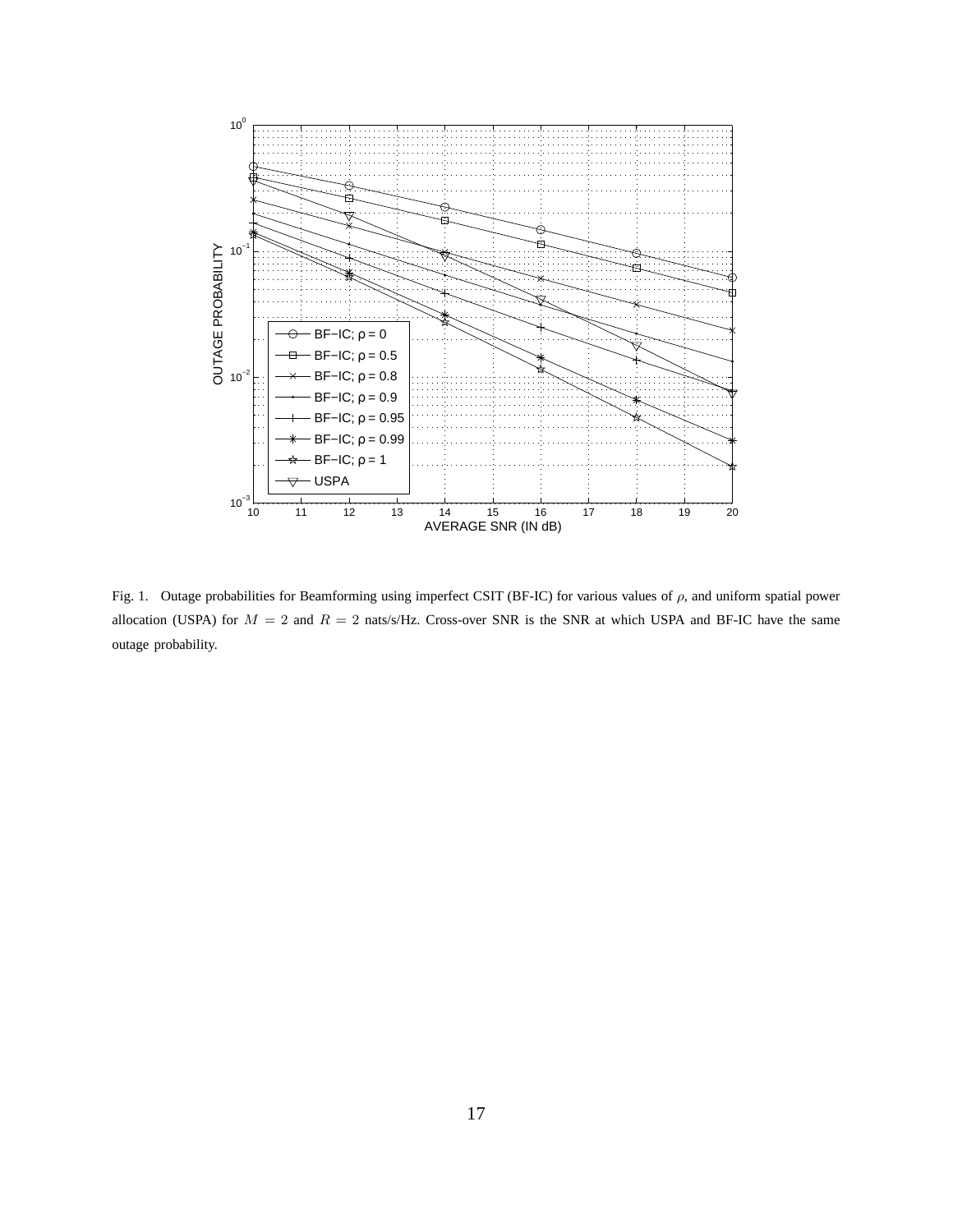Fig. 1. Outage probabilities for Beamforming using imperfect CSIT (BF-IC) for various values of $\rho$, and uniform spatial power allocation (USPA) for $M = 2$ and $R = 2$ nats/s/Hz. Cross-over SNR is the SNR at which USPA and BF-IC have the same outage probability.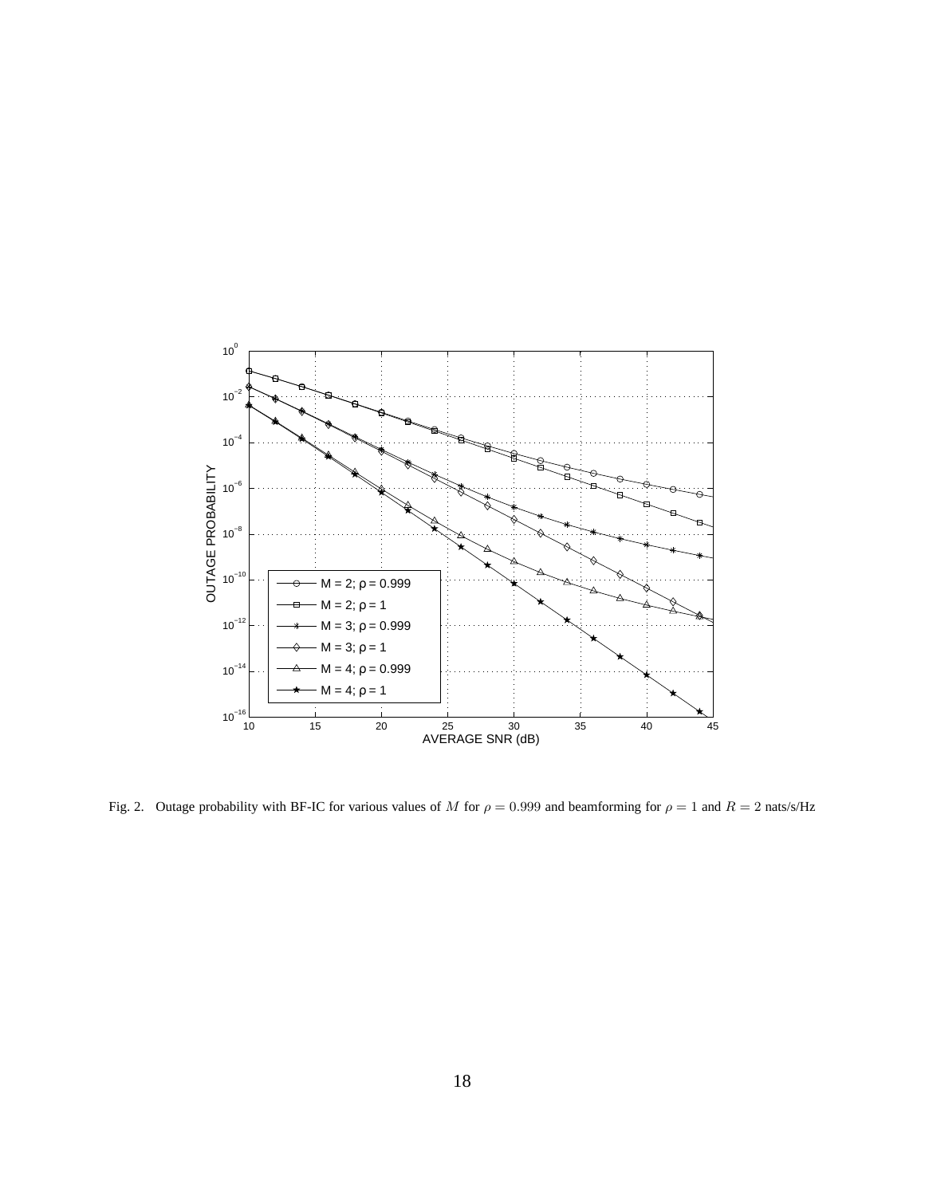Fig. 2. Outage probability with BF-IC for various values of $M$ for $\rho = 0.999$ and beamforming for $\rho = 1$ and $R = 2$ nats/s/Hz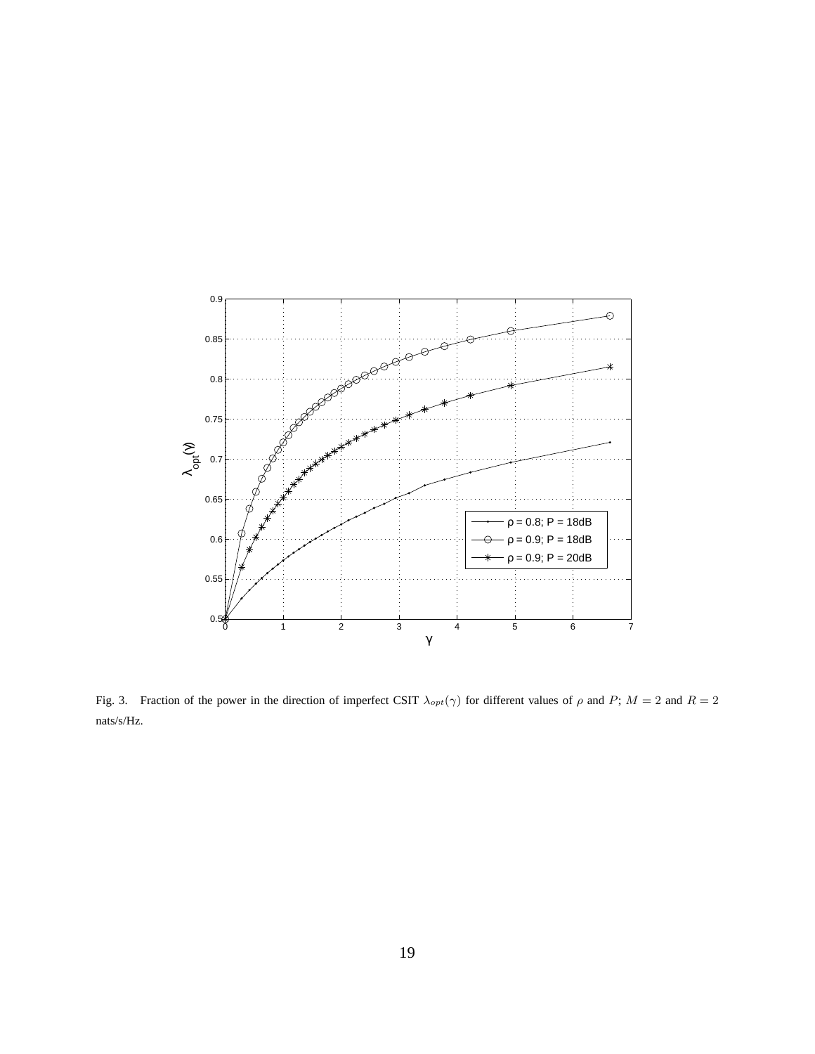Fig. 3. Fraction of the power in the direction of imperfect CSIT $\lambda_{opt}(\gamma)$ for different values of $\rho$ and $P$; $M = 2$ and $R = 2$ nats/s/Hz.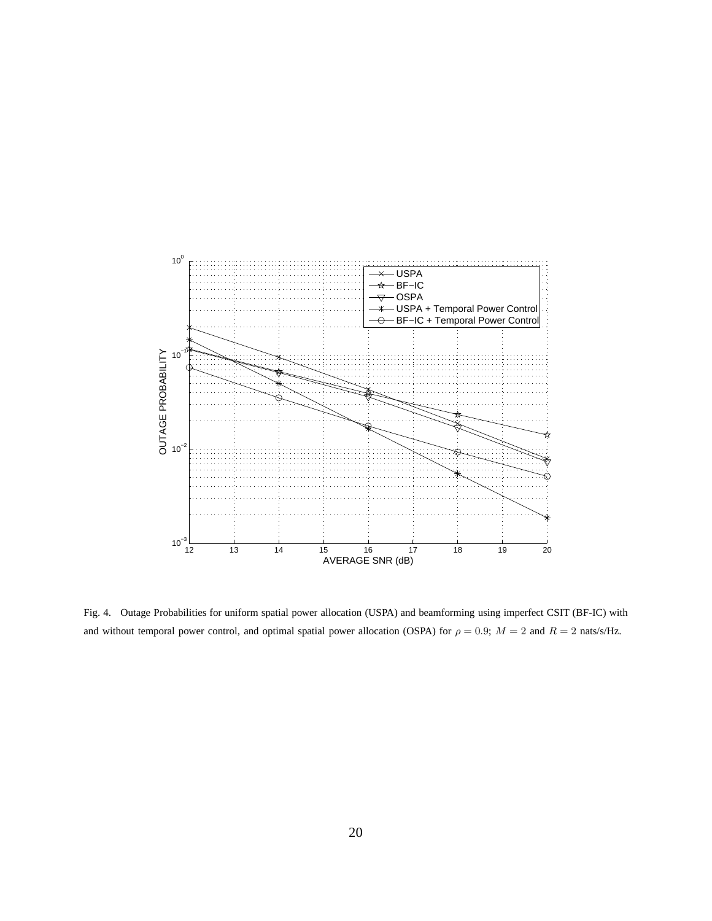Fig. 4. Outage Probabilities for uniform spatial power allocation (USPA) and beamforming using imperfect CSIT (BF-IC) with and without temporal power control, and optimal spatial power allocation (OSPA) for $\rho = 0.9$; $M = 2$ and $R = 2$ nats/s/Hz.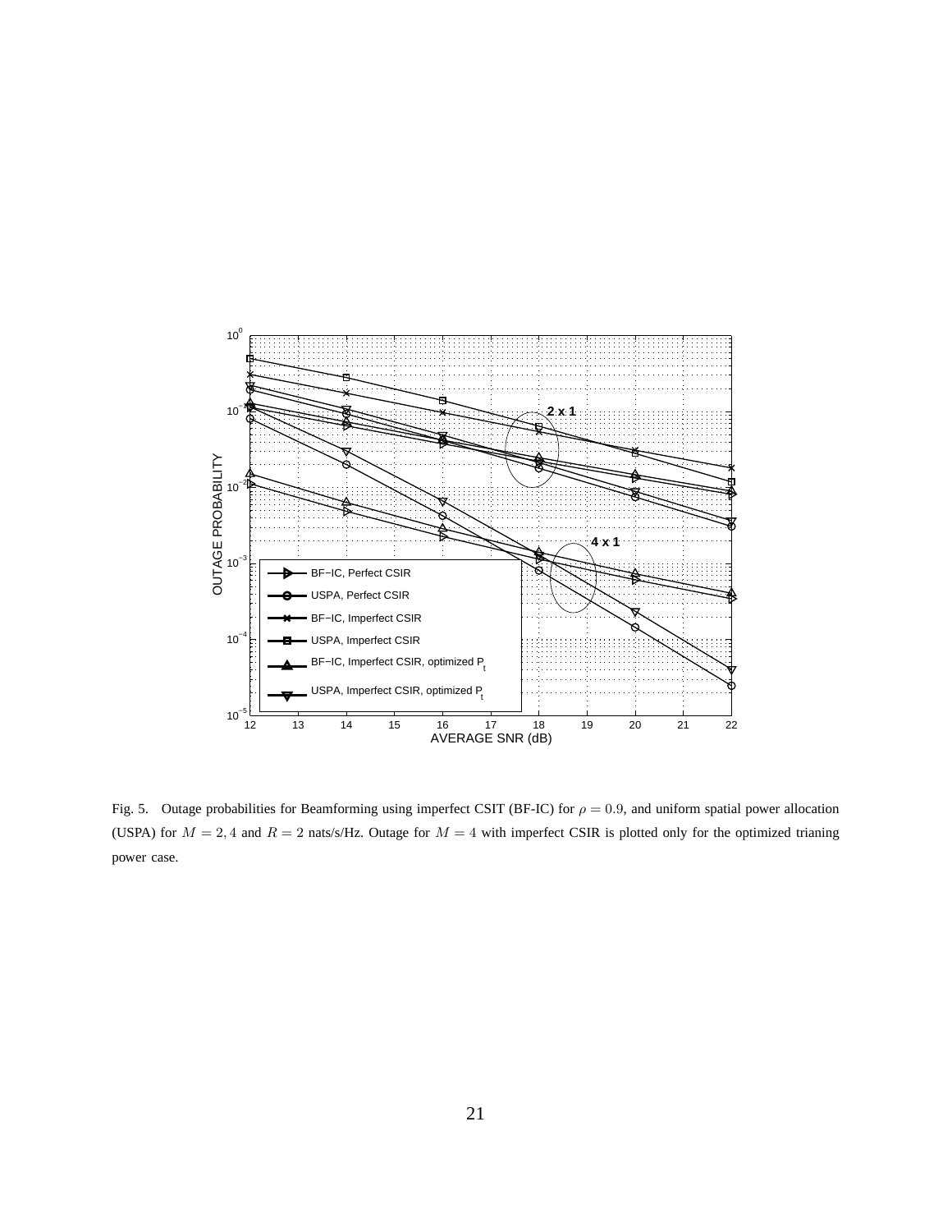$10^{0}$
$10^{-1}$
$10^{-2}$
$10^{-3}$
$10^{-4}$
$10^{-5}$

OUTAGE PROBABILITY

12 13 14 15 16 17 18 19 20 21 22

AVERAGE SNR (dB)

2 x 1

4 x 1

BF−IC, Perfect CSIR
USPA, Perfect CSIR
BF−IC, Imperfect CSIR
USPA, Imperfect CSIR
BF−IC, Imperfect CSIR, optimized $P_t$
USPA, Imperfect CSIR, optimized $P_t$

Fig. 5. Outage probabilities for Beamforming using imperfect CSIT (BF-IC) for $\rho = 0.9$, and uniform spatial power allocation (USPA) for $M = 2, 4$ and $R = 2$ nats/s/Hz. Outage for $M = 4$ with imperfect CSIR is plotted only for the optimized trianing power case.